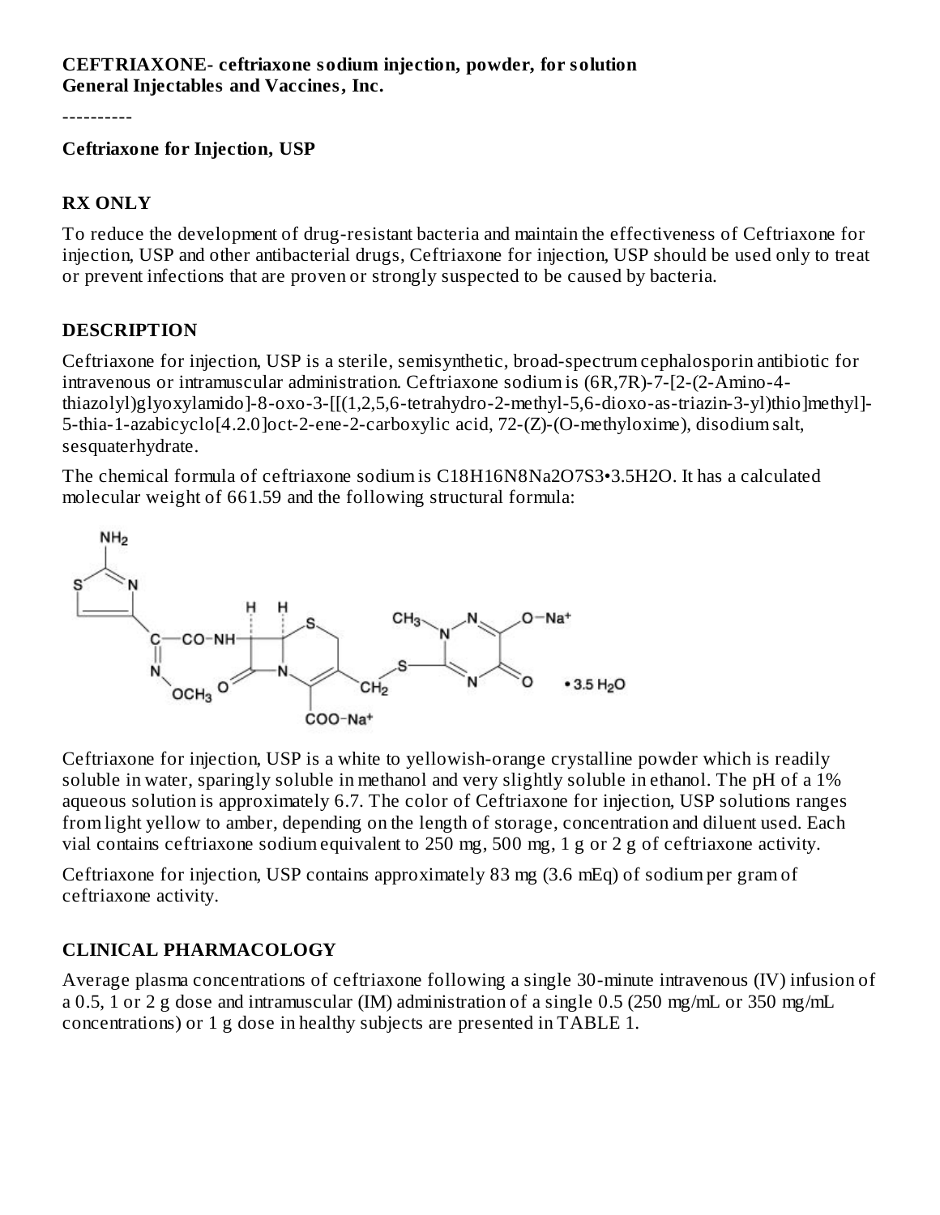**CEFTRIAXONE- ceftriaxone sodium injection, powder, for solution**
**General Injectables and Vaccines, Inc.**

----------

**Ceftriaxone for Injection, USP**

## RX ONLY

To reduce the development of drug-resistant bacteria and maintain the effectiveness of Ceftriaxone for injection, USP and other antibacterial drugs, Ceftriaxone for injection, USP should be used only to treat or prevent infections that are proven or strongly suspected to be caused by bacteria.

## DESCRIPTION

Ceftriaxone for injection, USP is a sterile, semisynthetic, broad-spectrum cephalosporin antibiotic for intravenous or intramuscular administration. Ceftriaxone sodium is (6R,7R)-7-[2-(2-Amino-4-thiazolyl)glyoxylamido]-8-oxo-3-[[(1,2,5,6-tetrahydro-2-methyl-5,6-dioxo-as-triazin-3-yl)thio]methyl]-5-thia-1-azabicyclo[4.2.0]oct-2-ene-2-carboxylic acid, 72-(Z)-(O-methyloxime), disodium salt, sesquaterhydrate.

The chemical formula of ceftriaxone sodium is $C_{18}H_{16}N_8Na_2O_7S_3 \cdot 3.5H_2O$. It has a calculated molecular weight of 661.59 and the following structural formula:

Ceftriaxone for injection, USP is a white to yellowish-orange crystalline powder which is readily soluble in water, sparingly soluble in methanol and very slightly soluble in ethanol. The pH of a 1% aqueous solution is approximately 6.7. The color of Ceftriaxone for injection, USP solutions ranges from light yellow to amber, depending on the length of storage, concentration and diluent used. Each vial contains ceftriaxone sodium equivalent to 250 mg, 500 mg, 1 g or 2 g of ceftriaxone activity.

Ceftriaxone for injection, USP contains approximately 83 mg (3.6 mEq) of sodium per gram of ceftriaxone activity.

## CLINICAL PHARMACOLOGY

Average plasma concentrations of ceftriaxone following a single 30-minute intravenous (IV) infusion of a 0.5, 1 or 2 g dose and intramuscular (IM) administration of a single 0.5 (250 mg/mL or 350 mg/mL concentrations) or 1 g dose in healthy subjects are presented in TABLE 1.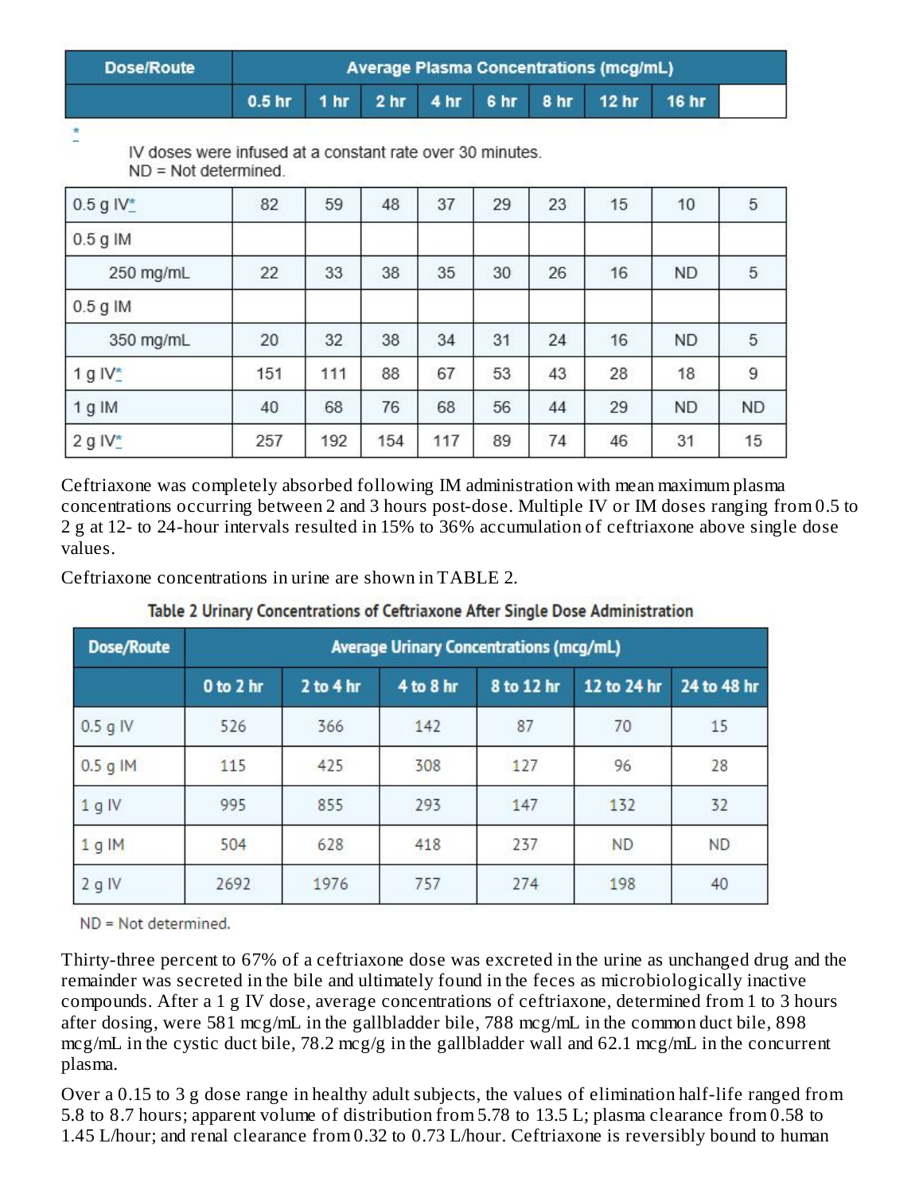| Dose/Route | Average Plasma Concentrations (mcg/mL) | | | | | | | | |
|---|---|---|---|---|---|---|---|---|---|
| | 0.5 hr | 1 hr | 2 hr | 4 hr | 6 hr | 8 hr | 12 hr | 16 hr | |
| 0.5 g IV* | 82 | 59 | 48 | 37 | 29 | 23 | 15 | 10 | 5 |
| 0.5 g IM | | | | | | | | | |
| 250 mg/mL | 22 | 33 | 38 | 35 | 30 | 26 | 16 | ND | 5 |
| 0.5 g IM | | | | | | | | | |
| 350 mg/mL | 20 | 32 | 38 | 34 | 31 | 24 | 16 | ND | 5 |
| 1 g IV* | 151 | 111 | 88 | 67 | 53 | 43 | 28 | 18 | 9 |
| 1 g IM | 40 | 68 | 76 | 68 | 56 | 44 | 29 | ND | ND |
| 2 g IV* | 257 | 192 | 154 | 117 | 89 | 74 | 46 | 31 | 15 |

* IV doses were infused at a constant rate over 30 minutes.
ND = Not determined.

Ceftriaxone was completely absorbed following IM administration with mean maximum plasma concentrations occurring between 2 and 3 hours post-dose. Multiple IV or IM doses ranging from 0.5 to 2 g at 12- to 24-hour intervals resulted in 15% to 36% accumulation of ceftriaxone above single dose values.

Ceftriaxone concentrations in urine are shown in TABLE 2.

**Table 2 Urinary Concentrations of Ceftriaxone After Single Dose Administration**

| Dose/Route | Average Urinary Concentrations (mcg/mL) | | | | | |
|---|---|---|---|---|---|---|
| | 0 to 2 hr | 2 to 4 hr | 4 to 8 hr | 8 to 12 hr | 12 to 24 hr | 24 to 48 hr |
| 0.5 g IV | 526 | 366 | 142 | 87 | 70 | 15 |
| 0.5 g IM | 115 | 425 | 308 | 127 | 96 | 28 |
| 1 g IV | 995 | 855 | 293 | 147 | 132 | 32 |
| 1 g IM | 504 | 628 | 418 | 237 | ND | ND |
| 2 g IV | 2692 | 1976 | 757 | 274 | 198 | 40 |

ND = Not determined.

Thirty-three percent to 67% of a ceftriaxone dose was excreted in the urine as unchanged drug and the remainder was secreted in the bile and ultimately found in the feces as microbiologically inactive compounds. After a 1 g IV dose, average concentrations of ceftriaxone, determined from 1 to 3 hours after dosing, were 581 mcg/mL in the gallbladder bile, 788 mcg/mL in the common duct bile, 898 mcg/mL in the cystic duct bile, 78.2 mcg/g in the gallbladder wall and 62.1 mcg/mL in the concurrent plasma.

Over a 0.15 to 3 g dose range in healthy adult subjects, the values of elimination half-life ranged from 5.8 to 8.7 hours; apparent volume of distribution from 5.78 to 13.5 L; plasma clearance from 0.58 to 1.45 L/hour; and renal clearance from 0.32 to 0.73 L/hour. Ceftriaxone is reversibly bound to human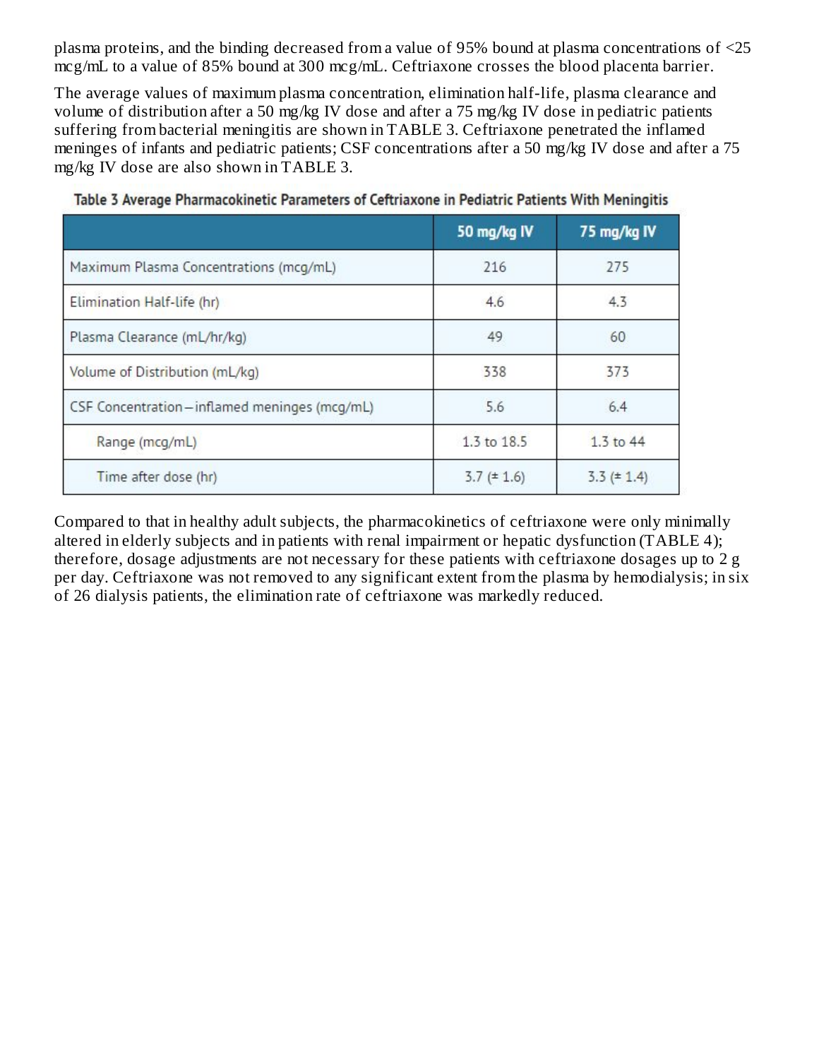plasma proteins, and the binding decreased from a value of 95% bound at plasma concentrations of <25 mcg/mL to a value of 85% bound at 300 mcg/mL. Ceftriaxone crosses the blood placenta barrier.

The average values of maximum plasma concentration, elimination half-life, plasma clearance and volume of distribution after a 50 mg/kg IV dose and after a 75 mg/kg IV dose in pediatric patients suffering from bacterial meningitis are shown in TABLE 3. Ceftriaxone penetrated the inflamed meninges of infants and pediatric patients; CSF concentrations after a 50 mg/kg IV dose and after a 75 mg/kg IV dose are also shown in TABLE 3.

**Table 3 Average Pharmacokinetic Parameters of Ceftriaxone in Pediatric Patients With Meningitis**

| | 50 mg/kg IV | 75 mg/kg IV |
|---|---|---|
| Maximum Plasma Concentrations (mcg/mL) | 216 | 275 |
| Elimination Half-life (hr) | 4.6 | 4.3 |
| Plasma Clearance (mL/hr/kg) | 49 | 60 |
| Volume of Distribution (mL/kg) | 338 | 373 |
| CSF Concentration – inflamed meninges (mcg/mL) | 5.6 | 6.4 |
| Range (mcg/mL) | 1.3 to 18.5 | 1.3 to 44 |
| Time after dose (hr) | 3.7 (± 1.6) | 3.3 (± 1.4) |

Compared to that in healthy adult subjects, the pharmacokinetics of ceftriaxone were only minimally altered in elderly subjects and in patients with renal impairment or hepatic dysfunction (TABLE 4); therefore, dosage adjustments are not necessary for these patients with ceftriaxone dosages up to 2 g per day. Ceftriaxone was not removed to any significant extent from the plasma by hemodialysis; in six of 26 dialysis patients, the elimination rate of ceftriaxone was markedly reduced.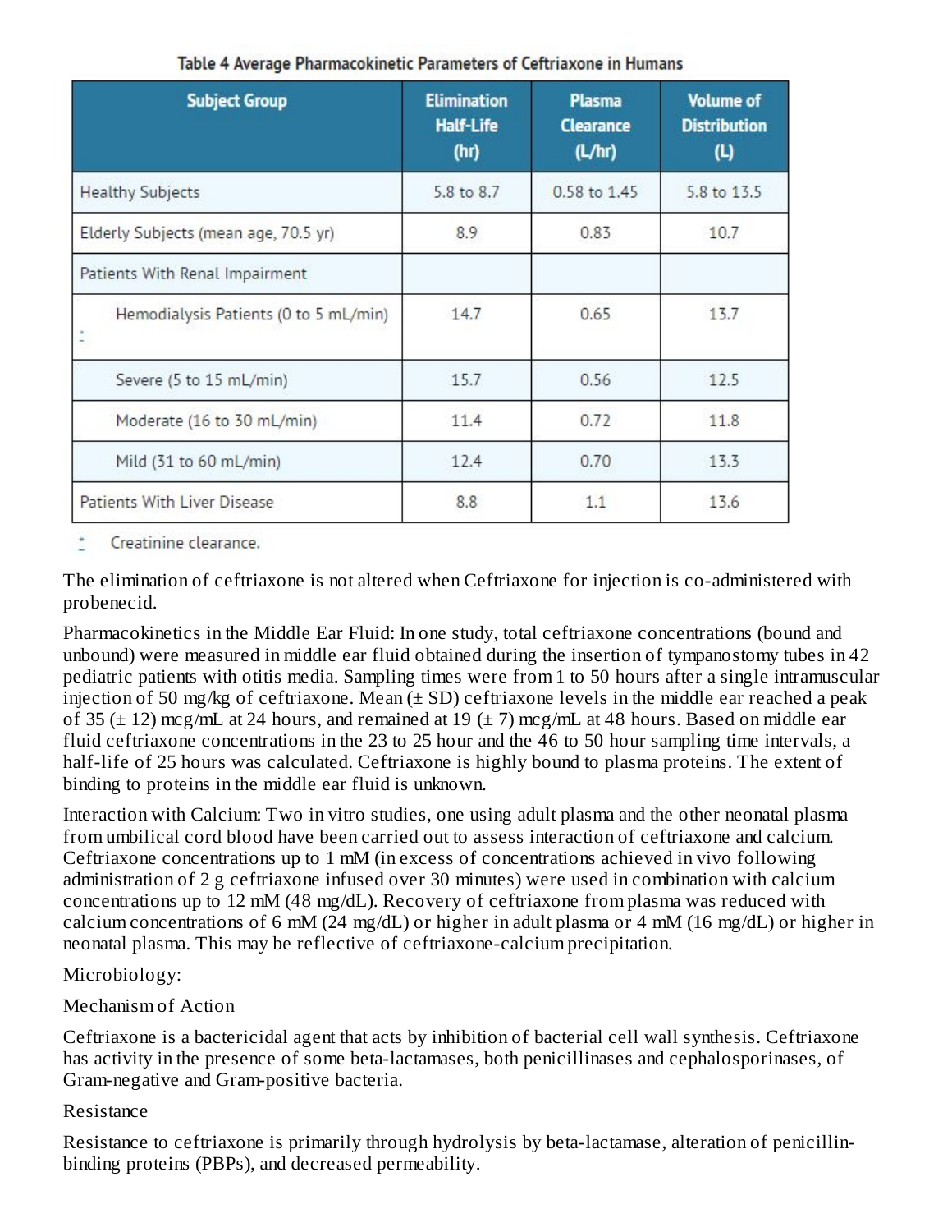Table 4 Average Pharmacokinetic Parameters of Ceftriaxone in Humans

| Subject Group | Elimination Half-Life (hr) | Plasma Clearance (L/hr) | Volume of Distribution (L) |
|---|---|---|---|
| Healthy Subjects | 5.8 to 8.7 | 0.58 to 1.45 | 5.8 to 13.5 |
| Elderly Subjects (mean age, 70.5 yr) | 8.9 | 0.83 | 10.7 |
| Patients With Renal Impairment | | | |
| Hemodialysis Patients (0 to 5 mL/min)* | 14.7 | 0.65 | 13.7 |
| Severe (5 to 15 mL/min) | 15.7 | 0.56 | 12.5 |
| Moderate (16 to 30 mL/min) | 11.4 | 0.72 | 11.8 |
| Mild (31 to 60 mL/min) | 12.4 | 0.70 | 13.3 |
| Patients With Liver Disease | 8.8 | 1.1 | 13.6 |

\* Creatinine clearance.

The elimination of ceftriaxone is not altered when Ceftriaxone for injection is co-administered with probenecid.

Pharmacokinetics in the Middle Ear Fluid: In one study, total ceftriaxone concentrations (bound and unbound) were measured in middle ear fluid obtained during the insertion of tympanostomy tubes in 42 pediatric patients with otitis media. Sampling times were from 1 to 50 hours after a single intramuscular injection of 50 mg/kg of ceftriaxone. Mean (± SD) ceftriaxone levels in the middle ear reached a peak of 35 (± 12) mcg/mL at 24 hours, and remained at 19 (± 7) mcg/mL at 48 hours. Based on middle ear fluid ceftriaxone concentrations in the 23 to 25 hour and the 46 to 50 hour sampling time intervals, a half-life of 25 hours was calculated. Ceftriaxone is highly bound to plasma proteins. The extent of binding to proteins in the middle ear fluid is unknown.

Interaction with Calcium: Two in vitro studies, one using adult plasma and the other neonatal plasma from umbilical cord blood have been carried out to assess interaction of ceftriaxone and calcium. Ceftriaxone concentrations up to 1 mM (in excess of concentrations achieved in vivo following administration of 2 g ceftriaxone infused over 30 minutes) were used in combination with calcium concentrations up to 12 mM (48 mg/dL). Recovery of ceftriaxone from plasma was reduced with calcium concentrations of 6 mM (24 mg/dL) or higher in adult plasma or 4 mM (16 mg/dL) or higher in neonatal plasma. This may be reflective of ceftriaxone-calcium precipitation.

Microbiology:

Mechanism of Action

Ceftriaxone is a bactericidal agent that acts by inhibition of bacterial cell wall synthesis. Ceftriaxone has activity in the presence of some beta-lactamases, both penicillinases and cephalosporinases, of Gram-negative and Gram-positive bacteria.

Resistance

Resistance to ceftriaxone is primarily through hydrolysis by beta-lactamase, alteration of penicillin-binding proteins (PBPs), and decreased permeability.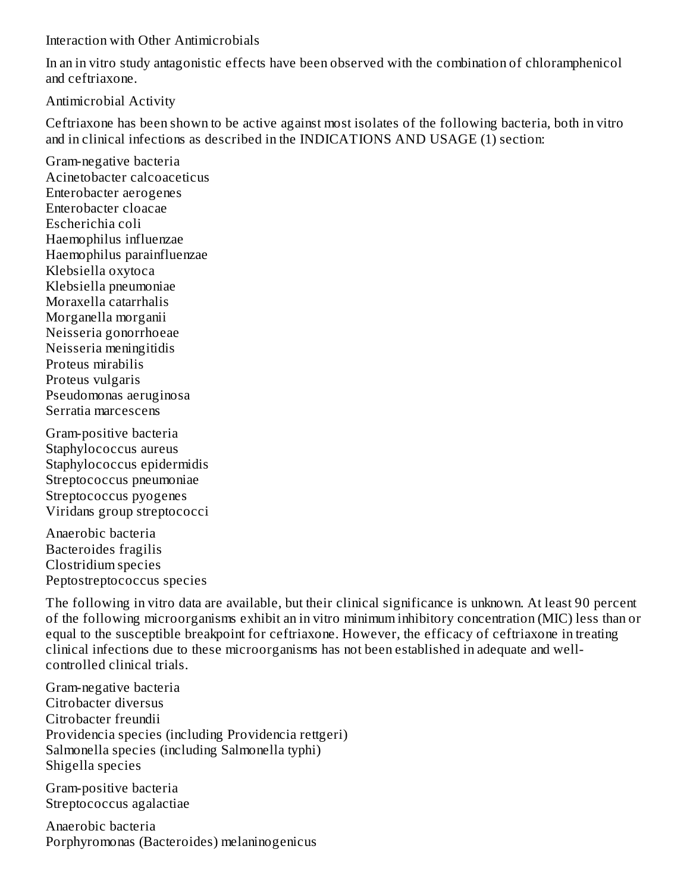### Interaction with Other Antimicrobials

In an in vitro study antagonistic effects have been observed with the combination of chloramphenicol and ceftriaxone.

### Antimicrobial Activity

Ceftriaxone has been shown to be active against most isolates of the following bacteria, both in vitro and in clinical infections as described in the INDICATIONS AND USAGE (1) section:

Gram-negative bacteria
Acinetobacter calcoaceticus
Enterobacter aerogenes
Enterobacter cloacae
Escherichia coli
Haemophilus influenzae
Haemophilus parainfluenzae
Klebsiella oxytoca
Klebsiella pneumoniae
Moraxella catarrhalis
Morganella morganii
Neisseria gonorrhoeae
Neisseria meningitidis
Proteus mirabilis
Proteus vulgaris
Pseudomonas aeruginosa
Serratia marcescens

Gram-positive bacteria
Staphylococcus aureus
Staphylococcus epidermidis
Streptococcus pneumoniae
Streptococcus pyogenes
Viridans group streptococci

Anaerobic bacteria
Bacteroides fragilis
Clostridium species
Peptostreptococcus species

The following in vitro data are available, but their clinical significance is unknown. At least 90 percent of the following microorganisms exhibit an in vitro minimum inhibitory concentration (MIC) less than or equal to the susceptible breakpoint for ceftriaxone. However, the efficacy of ceftriaxone in treating clinical infections due to these microorganisms has not been established in adequate and well-controlled clinical trials.

Gram-negative bacteria
Citrobacter diversus
Citrobacter freundii
Providencia species (including Providencia rettgeri)
Salmonella species (including Salmonella typhi)
Shigella species

Gram-positive bacteria
Streptococcus agalactiae

Anaerobic bacteria
Porphyromonas (Bacteroides) melaninogenicus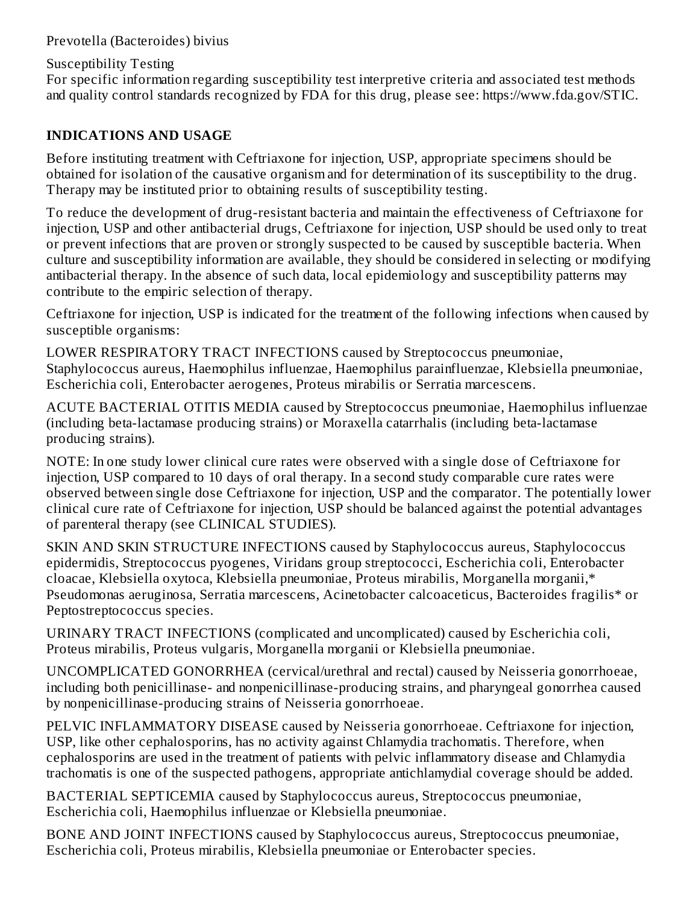Prevotella (Bacteroides) bivius

Susceptibility Testing

For specific information regarding susceptibility test interpretive criteria and associated test methods and quality control standards recognized by FDA for this drug, please see: https://www.fda.gov/STIC.

## INDICATIONS AND USAGE

Before instituting treatment with Ceftriaxone for injection, USP, appropriate specimens should be obtained for isolation of the causative organism and for determination of its susceptibility to the drug. Therapy may be instituted prior to obtaining results of susceptibility testing.

To reduce the development of drug-resistant bacteria and maintain the effectiveness of Ceftriaxone for injection, USP and other antibacterial drugs, Ceftriaxone for injection, USP should be used only to treat or prevent infections that are proven or strongly suspected to be caused by susceptible bacteria. When culture and susceptibility information are available, they should be considered in selecting or modifying antibacterial therapy. In the absence of such data, local epidemiology and susceptibility patterns may contribute to the empiric selection of therapy.

Ceftriaxone for injection, USP is indicated for the treatment of the following infections when caused by susceptible organisms:

LOWER RESPIRATORY TRACT INFECTIONS caused by Streptococcus pneumoniae, Staphylococcus aureus, Haemophilus influenzae, Haemophilus parainfluenzae, Klebsiella pneumoniae, Escherichia coli, Enterobacter aerogenes, Proteus mirabilis or Serratia marcescens.

ACUTE BACTERIAL OTITIS MEDIA caused by Streptococcus pneumoniae, Haemophilus influenzae (including beta-lactamase producing strains) or Moraxella catarrhalis (including beta-lactamase producing strains).

NOTE: In one study lower clinical cure rates were observed with a single dose of Ceftriaxone for injection, USP compared to 10 days of oral therapy. In a second study comparable cure rates were observed between single dose Ceftriaxone for injection, USP and the comparator. The potentially lower clinical cure rate of Ceftriaxone for injection, USP should be balanced against the potential advantages of parenteral therapy (see CLINICAL STUDIES).

SKIN AND SKIN STRUCTURE INFECTIONS caused by Staphylococcus aureus, Staphylococcus epidermidis, Streptococcus pyogenes, Viridans group streptococci, Escherichia coli, Enterobacter cloacae, Klebsiella oxytoca, Klebsiella pneumoniae, Proteus mirabilis, Morganella morganii,* Pseudomonas aeruginosa, Serratia marcescens, Acinetobacter calcoaceticus, Bacteroides fragilis* or Peptostreptococcus species.

URINARY TRACT INFECTIONS (complicated and uncomplicated) caused by Escherichia coli, Proteus mirabilis, Proteus vulgaris, Morganella morganii or Klebsiella pneumoniae.

UNCOMPLICATED GONORRHEA (cervical/urethral and rectal) caused by Neisseria gonorrhoeae, including both penicillinase- and nonpenicillinase-producing strains, and pharyngeal gonorrhea caused by nonpenicillinase-producing strains of Neisseria gonorrhoeae.

PELVIC INFLAMMATORY DISEASE caused by Neisseria gonorrhoeae. Ceftriaxone for injection, USP, like other cephalosporins, has no activity against Chlamydia trachomatis. Therefore, when cephalosporins are used in the treatment of patients with pelvic inflammatory disease and Chlamydia trachomatis is one of the suspected pathogens, appropriate antichlamydial coverage should be added.

BACTERIAL SEPTICEMIA caused by Staphylococcus aureus, Streptococcus pneumoniae, Escherichia coli, Haemophilus influenzae or Klebsiella pneumoniae.

BONE AND JOINT INFECTIONS caused by Staphylococcus aureus, Streptococcus pneumoniae, Escherichia coli, Proteus mirabilis, Klebsiella pneumoniae or Enterobacter species.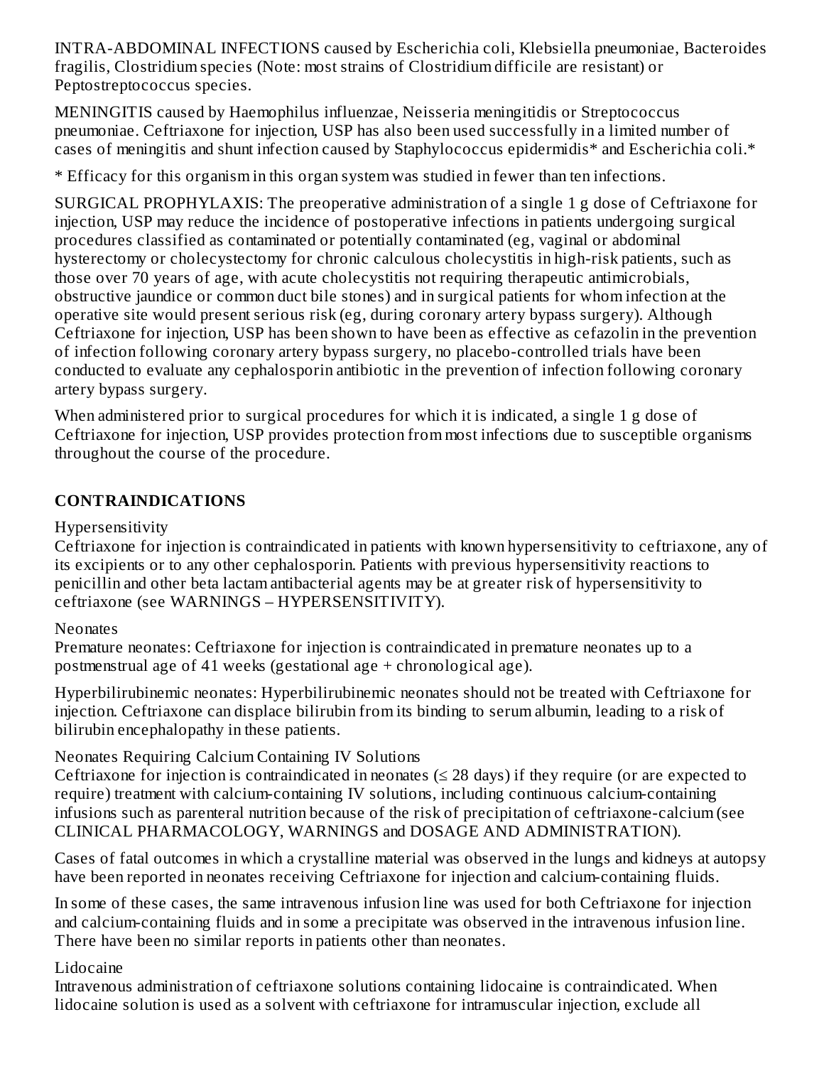INTRA-ABDOMINAL INFECTIONS caused by Escherichia coli, Klebsiella pneumoniae, Bacteroides fragilis, Clostridium species (Note: most strains of Clostridium difficile are resistant) or Peptostreptococcus species.

MENINGITIS caused by Haemophilus influenzae, Neisseria meningitidis or Streptococcus pneumoniae. Ceftriaxone for injection, USP has also been used successfully in a limited number of cases of meningitis and shunt infection caused by Staphylococcus epidermidis* and Escherichia coli.*

* Efficacy for this organism in this organ system was studied in fewer than ten infections.

SURGICAL PROPHYLAXIS: The preoperative administration of a single 1 g dose of Ceftriaxone for injection, USP may reduce the incidence of postoperative infections in patients undergoing surgical procedures classified as contaminated or potentially contaminated (eg, vaginal or abdominal hysterectomy or cholecystectomy for chronic calculous cholecystitis in high-risk patients, such as those over 70 years of age, with acute cholecystitis not requiring therapeutic antimicrobials, obstructive jaundice or common duct bile stones) and in surgical patients for whom infection at the operative site would present serious risk (eg, during coronary artery bypass surgery). Although Ceftriaxone for injection, USP has been shown to have been as effective as cefazolin in the prevention of infection following coronary artery bypass surgery, no placebo-controlled trials have been conducted to evaluate any cephalosporin antibiotic in the prevention of infection following coronary artery bypass surgery.

When administered prior to surgical procedures for which it is indicated, a single 1 g dose of Ceftriaxone for injection, USP provides protection from most infections due to susceptible organisms throughout the course of the procedure.

## CONTRAINDICATIONS

Hypersensitivity

Ceftriaxone for injection is contraindicated in patients with known hypersensitivity to ceftriaxone, any of its excipients or to any other cephalosporin. Patients with previous hypersensitivity reactions to penicillin and other beta lactam antibacterial agents may be at greater risk of hypersensitivity to ceftriaxone (see WARNINGS – HYPERSENSITIVITY).

Neonates

Premature neonates: Ceftriaxone for injection is contraindicated in premature neonates up to a postmenstrual age of 41 weeks (gestational age + chronological age).

Hyperbilirubinemic neonates: Hyperbilirubinemic neonates should not be treated with Ceftriaxone for injection. Ceftriaxone can displace bilirubin from its binding to serum albumin, leading to a risk of bilirubin encephalopathy in these patients.

Neonates Requiring Calcium Containing IV Solutions

Ceftriaxone for injection is contraindicated in neonates (≤ 28 days) if they require (or are expected to require) treatment with calcium-containing IV solutions, including continuous calcium-containing infusions such as parenteral nutrition because of the risk of precipitation of ceftriaxone-calcium (see CLINICAL PHARMACOLOGY, WARNINGS and DOSAGE AND ADMINISTRATION).

Cases of fatal outcomes in which a crystalline material was observed in the lungs and kidneys at autopsy have been reported in neonates receiving Ceftriaxone for injection and calcium-containing fluids.

In some of these cases, the same intravenous infusion line was used for both Ceftriaxone for injection and calcium-containing fluids and in some a precipitate was observed in the intravenous infusion line. There have been no similar reports in patients other than neonates.

Lidocaine

Intravenous administration of ceftriaxone solutions containing lidocaine is contraindicated. When lidocaine solution is used as a solvent with ceftriaxone for intramuscular injection, exclude all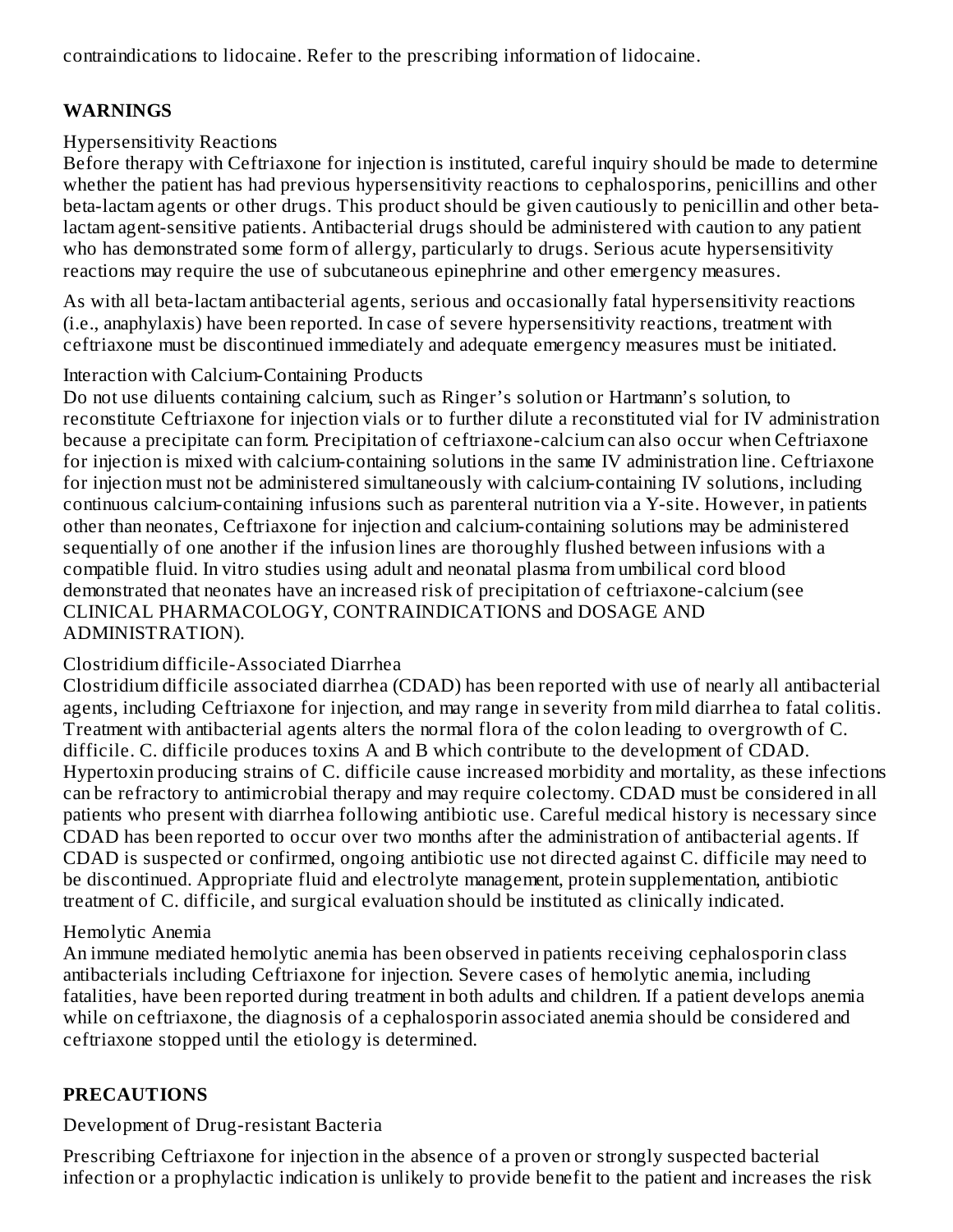contraindications to lidocaine. Refer to the prescribing information of lidocaine.

## WARNINGS

Hypersensitivity Reactions

Before therapy with Ceftriaxone for injection is instituted, careful inquiry should be made to determine whether the patient has had previous hypersensitivity reactions to cephalosporins, penicillins and other beta-lactam agents or other drugs. This product should be given cautiously to penicillin and other beta-lactam agent-sensitive patients. Antibacterial drugs should be administered with caution to any patient who has demonstrated some form of allergy, particularly to drugs. Serious acute hypersensitivity reactions may require the use of subcutaneous epinephrine and other emergency measures.

As with all beta-lactam antibacterial agents, serious and occasionally fatal hypersensitivity reactions (i.e., anaphylaxis) have been reported. In case of severe hypersensitivity reactions, treatment with ceftriaxone must be discontinued immediately and adequate emergency measures must be initiated.

Interaction with Calcium-Containing Products

Do not use diluents containing calcium, such as Ringer's solution or Hartmann's solution, to reconstitute Ceftriaxone for injection vials or to further dilute a reconstituted vial for IV administration because a precipitate can form. Precipitation of ceftriaxone-calcium can also occur when Ceftriaxone for injection is mixed with calcium-containing solutions in the same IV administration line. Ceftriaxone for injection must not be administered simultaneously with calcium-containing IV solutions, including continuous calcium-containing infusions such as parenteral nutrition via a Y-site. However, in patients other than neonates, Ceftriaxone for injection and calcium-containing solutions may be administered sequentially of one another if the infusion lines are thoroughly flushed between infusions with a compatible fluid. In vitro studies using adult and neonatal plasma from umbilical cord blood demonstrated that neonates have an increased risk of precipitation of ceftriaxone-calcium (see CLINICAL PHARMACOLOGY, CONTRAINDICATIONS and DOSAGE AND ADMINISTRATION).

Clostridium difficile-Associated Diarrhea

Clostridium difficile associated diarrhea (CDAD) has been reported with use of nearly all antibacterial agents, including Ceftriaxone for injection, and may range in severity from mild diarrhea to fatal colitis. Treatment with antibacterial agents alters the normal flora of the colon leading to overgrowth of C. difficile. C. difficile produces toxins A and B which contribute to the development of CDAD. Hypertoxin producing strains of C. difficile cause increased morbidity and mortality, as these infections can be refractory to antimicrobial therapy and may require colectomy. CDAD must be considered in all patients who present with diarrhea following antibiotic use. Careful medical history is necessary since CDAD has been reported to occur over two months after the administration of antibacterial agents. If CDAD is suspected or confirmed, ongoing antibiotic use not directed against C. difficile may need to be discontinued. Appropriate fluid and electrolyte management, protein supplementation, antibiotic treatment of C. difficile, and surgical evaluation should be instituted as clinically indicated.

Hemolytic Anemia

An immune mediated hemolytic anemia has been observed in patients receiving cephalosporin class antibacterials including Ceftriaxone for injection. Severe cases of hemolytic anemia, including fatalities, have been reported during treatment in both adults and children. If a patient develops anemia while on ceftriaxone, the diagnosis of a cephalosporin associated anemia should be considered and ceftriaxone stopped until the etiology is determined.

## PRECAUTIONS

Development of Drug-resistant Bacteria

Prescribing Ceftriaxone for injection in the absence of a proven or strongly suspected bacterial infection or a prophylactic indication is unlikely to provide benefit to the patient and increases the risk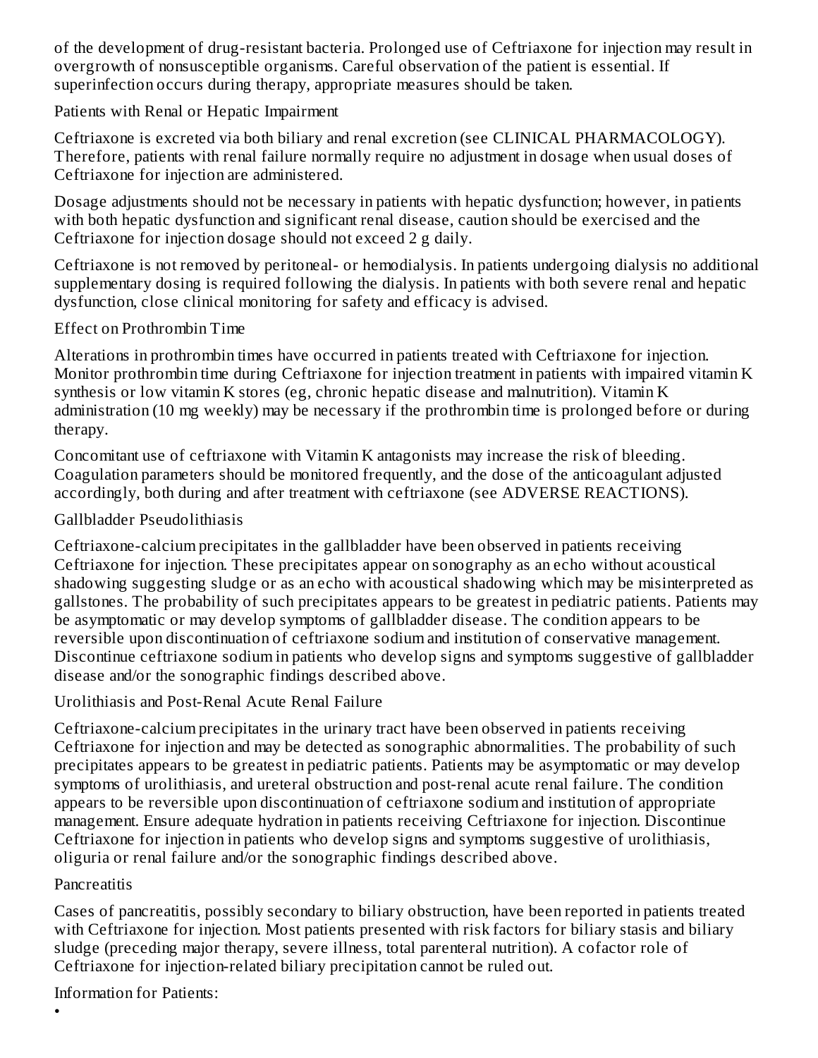of the development of drug-resistant bacteria. Prolonged use of Ceftriaxone for injection may result in overgrowth of nonsusceptible organisms. Careful observation of the patient is essential. If superinfection occurs during therapy, appropriate measures should be taken.

### Patients with Renal or Hepatic Impairment

Ceftriaxone is excreted via both biliary and renal excretion (see CLINICAL PHARMACOLOGY). Therefore, patients with renal failure normally require no adjustment in dosage when usual doses of Ceftriaxone for injection are administered.

Dosage adjustments should not be necessary in patients with hepatic dysfunction; however, in patients with both hepatic dysfunction and significant renal disease, caution should be exercised and the Ceftriaxone for injection dosage should not exceed 2 g daily.

Ceftriaxone is not removed by peritoneal- or hemodialysis. In patients undergoing dialysis no additional supplementary dosing is required following the dialysis. In patients with both severe renal and hepatic dysfunction, close clinical monitoring for safety and efficacy is advised.

### Effect on Prothrombin Time

Alterations in prothrombin times have occurred in patients treated with Ceftriaxone for injection. Monitor prothrombin time during Ceftriaxone for injection treatment in patients with impaired vitamin K synthesis or low vitamin K stores (eg, chronic hepatic disease and malnutrition). Vitamin K administration (10 mg weekly) may be necessary if the prothrombin time is prolonged before or during therapy.

Concomitant use of ceftriaxone with Vitamin K antagonists may increase the risk of bleeding. Coagulation parameters should be monitored frequently, and the dose of the anticoagulant adjusted accordingly, both during and after treatment with ceftriaxone (see ADVERSE REACTIONS).

### Gallbladder Pseudolithiasis

Ceftriaxone-calcium precipitates in the gallbladder have been observed in patients receiving Ceftriaxone for injection. These precipitates appear on sonography as an echo without acoustical shadowing suggesting sludge or as an echo with acoustical shadowing which may be misinterpreted as gallstones. The probability of such precipitates appears to be greatest in pediatric patients. Patients may be asymptomatic or may develop symptoms of gallbladder disease. The condition appears to be reversible upon discontinuation of ceftriaxone sodium and institution of conservative management. Discontinue ceftriaxone sodium in patients who develop signs and symptoms suggestive of gallbladder disease and/or the sonographic findings described above.

### Urolithiasis and Post-Renal Acute Renal Failure

Ceftriaxone-calcium precipitates in the urinary tract have been observed in patients receiving Ceftriaxone for injection and may be detected as sonographic abnormalities. The probability of such precipitates appears to be greatest in pediatric patients. Patients may be asymptomatic or may develop symptoms of urolithiasis, and ureteral obstruction and post-renal acute renal failure. The condition appears to be reversible upon discontinuation of ceftriaxone sodium and institution of appropriate management. Ensure adequate hydration in patients receiving Ceftriaxone for injection. Discontinue Ceftriaxone for injection in patients who develop signs and symptoms suggestive of urolithiasis, oliguria or renal failure and/or the sonographic findings described above.

### Pancreatitis

Cases of pancreatitis, possibly secondary to biliary obstruction, have been reported in patients treated with Ceftriaxone for injection. Most patients presented with risk factors for biliary stasis and biliary sludge (preceding major therapy, severe illness, total parenteral nutrition). A cofactor role of Ceftriaxone for injection-related biliary precipitation cannot be ruled out.

### Information for Patients:

•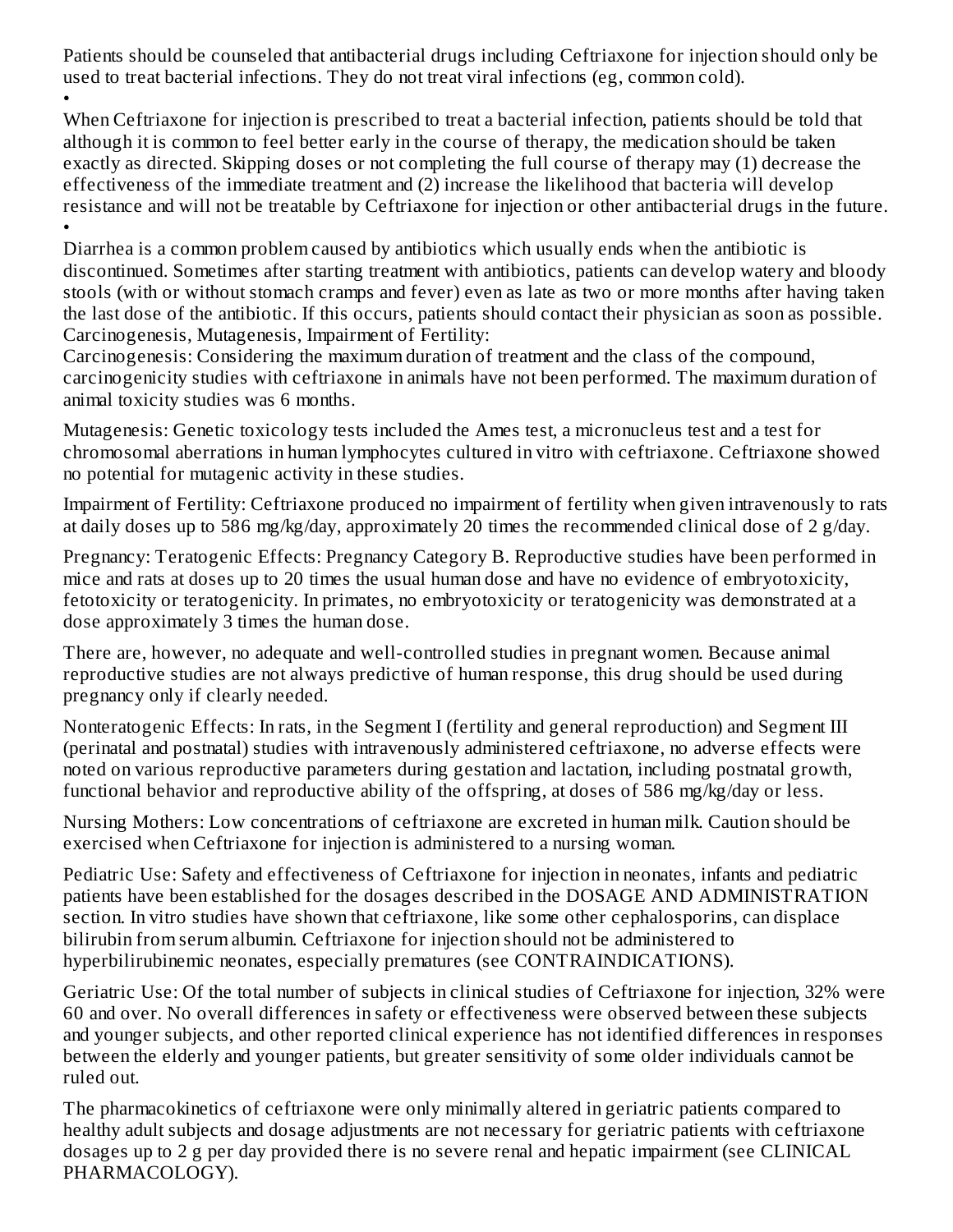Patients should be counseled that antibacterial drugs including Ceftriaxone for injection should only be used to treat bacterial infections. They do not treat viral infections (eg, common cold).

•

When Ceftriaxone for injection is prescribed to treat a bacterial infection, patients should be told that although it is common to feel better early in the course of therapy, the medication should be taken exactly as directed. Skipping doses or not completing the full course of therapy may (1) decrease the effectiveness of the immediate treatment and (2) increase the likelihood that bacteria will develop resistance and will not be treatable by Ceftriaxone for injection or other antibacterial drugs in the future.

•

Diarrhea is a common problem caused by antibiotics which usually ends when the antibiotic is discontinued. Sometimes after starting treatment with antibiotics, patients can develop watery and bloody stools (with or without stomach cramps and fever) even as late as two or more months after having taken the last dose of the antibiotic. If this occurs, patients should contact their physician as soon as possible.

Carcinogenesis, Mutagenesis, Impairment of Fertility:

Carcinogenesis: Considering the maximum duration of treatment and the class of the compound, carcinogenicity studies with ceftriaxone in animals have not been performed. The maximum duration of animal toxicity studies was 6 months.

Mutagenesis: Genetic toxicology tests included the Ames test, a micronucleus test and a test for chromosomal aberrations in human lymphocytes cultured in vitro with ceftriaxone. Ceftriaxone showed no potential for mutagenic activity in these studies.

Impairment of Fertility: Ceftriaxone produced no impairment of fertility when given intravenously to rats at daily doses up to 586 mg/kg/day, approximately 20 times the recommended clinical dose of 2 g/day.

Pregnancy: Teratogenic Effects: Pregnancy Category B. Reproductive studies have been performed in mice and rats at doses up to 20 times the usual human dose and have no evidence of embryotoxicity, fetotoxicity or teratogenicity. In primates, no embryotoxicity or teratogenicity was demonstrated at a dose approximately 3 times the human dose.

There are, however, no adequate and well-controlled studies in pregnant women. Because animal reproductive studies are not always predictive of human response, this drug should be used during pregnancy only if clearly needed.

Nonteratogenic Effects: In rats, in the Segment I (fertility and general reproduction) and Segment III (perinatal and postnatal) studies with intravenously administered ceftriaxone, no adverse effects were noted on various reproductive parameters during gestation and lactation, including postnatal growth, functional behavior and reproductive ability of the offspring, at doses of 586 mg/kg/day or less.

Nursing Mothers: Low concentrations of ceftriaxone are excreted in human milk. Caution should be exercised when Ceftriaxone for injection is administered to a nursing woman.

Pediatric Use: Safety and effectiveness of Ceftriaxone for injection in neonates, infants and pediatric patients have been established for the dosages described in the DOSAGE AND ADMINISTRATION section. In vitro studies have shown that ceftriaxone, like some other cephalosporins, can displace bilirubin from serum albumin. Ceftriaxone for injection should not be administered to hyperbilirubinemic neonates, especially prematures (see CONTRAINDICATIONS).

Geriatric Use: Of the total number of subjects in clinical studies of Ceftriaxone for injection, 32% were 60 and over. No overall differences in safety or effectiveness were observed between these subjects and younger subjects, and other reported clinical experience has not identified differences in responses between the elderly and younger patients, but greater sensitivity of some older individuals cannot be ruled out.

The pharmacokinetics of ceftriaxone were only minimally altered in geriatric patients compared to healthy adult subjects and dosage adjustments are not necessary for geriatric patients with ceftriaxone dosages up to 2 g per day provided there is no severe renal and hepatic impairment (see CLINICAL PHARMACOLOGY).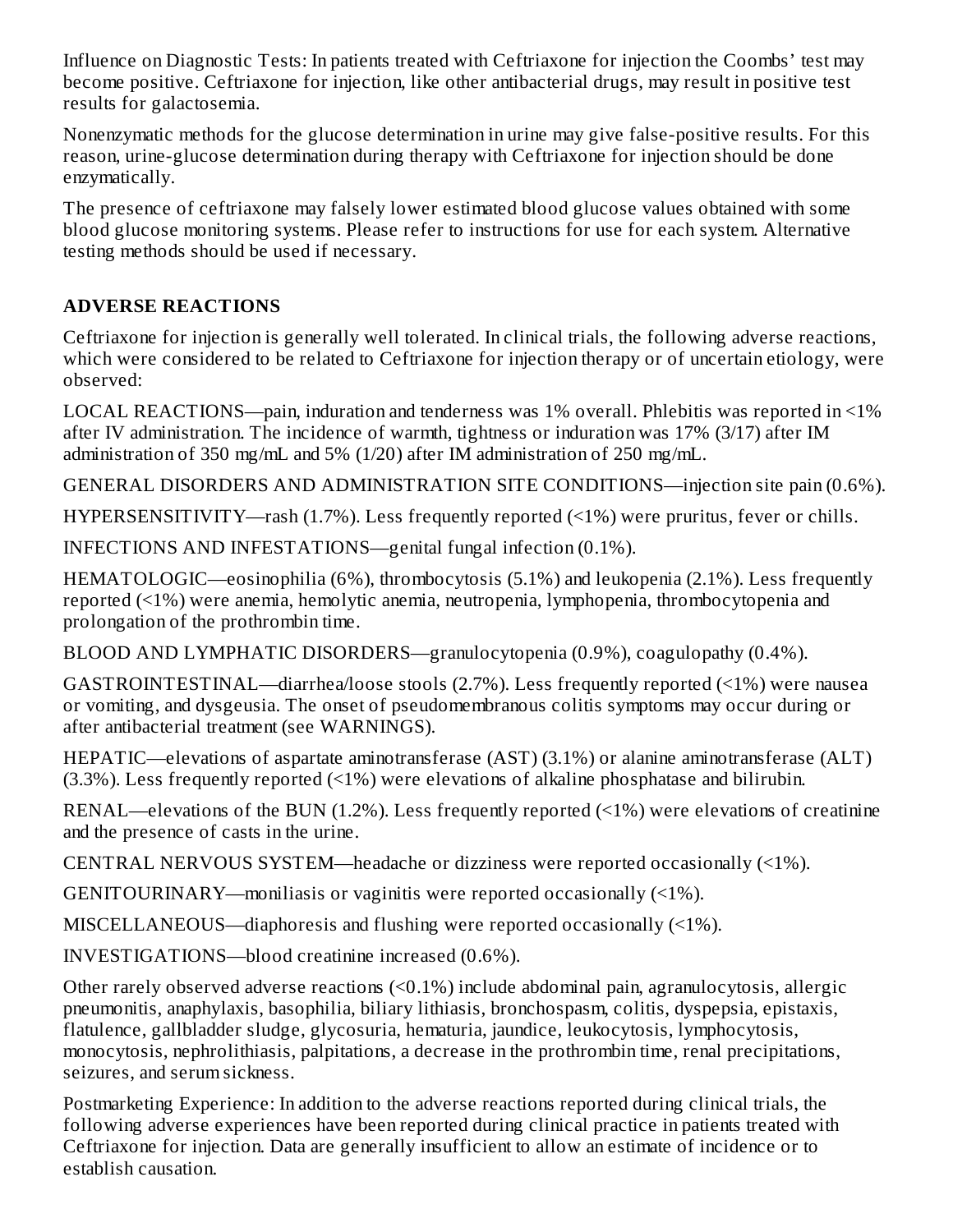Influence on Diagnostic Tests: In patients treated with Ceftriaxone for injection the Coombs' test may become positive. Ceftriaxone for injection, like other antibacterial drugs, may result in positive test results for galactosemia.

Nonenzymatic methods for the glucose determination in urine may give false-positive results. For this reason, urine-glucose determination during therapy with Ceftriaxone for injection should be done enzymatically.

The presence of ceftriaxone may falsely lower estimated blood glucose values obtained with some blood glucose monitoring systems. Please refer to instructions for use for each system. Alternative testing methods should be used if necessary.

## ADVERSE REACTIONS

Ceftriaxone for injection is generally well tolerated. In clinical trials, the following adverse reactions, which were considered to be related to Ceftriaxone for injection therapy or of uncertain etiology, were observed:

LOCAL REACTIONS—pain, induration and tenderness was 1% overall. Phlebitis was reported in <1% after IV administration. The incidence of warmth, tightness or induration was 17% (3/17) after IM administration of 350 mg/mL and 5% (1/20) after IM administration of 250 mg/mL.

GENERAL DISORDERS AND ADMINISTRATION SITE CONDITIONS—injection site pain (0.6%).

HYPERSENSITIVITY—rash (1.7%). Less frequently reported (<1%) were pruritus, fever or chills.

INFECTIONS AND INFESTATIONS—genital fungal infection (0.1%).

HEMATOLOGIC—eosinophilia (6%), thrombocytosis (5.1%) and leukopenia (2.1%). Less frequently reported (<1%) were anemia, hemolytic anemia, neutropenia, lymphopenia, thrombocytopenia and prolongation of the prothrombin time.

BLOOD AND LYMPHATIC DISORDERS—granulocytopenia (0.9%), coagulopathy (0.4%).

GASTROINTESTINAL—diarrhea/loose stools (2.7%). Less frequently reported (<1%) were nausea or vomiting, and dysgeusia. The onset of pseudomembranous colitis symptoms may occur during or after antibacterial treatment (see WARNINGS).

HEPATIC—elevations of aspartate aminotransferase (AST) (3.1%) or alanine aminotransferase (ALT) (3.3%). Less frequently reported (<1%) were elevations of alkaline phosphatase and bilirubin.

RENAL—elevations of the BUN (1.2%). Less frequently reported (<1%) were elevations of creatinine and the presence of casts in the urine.

CENTRAL NERVOUS SYSTEM—headache or dizziness were reported occasionally (<1%).

GENITOURINARY—moniliasis or vaginitis were reported occasionally (<1%).

MISCELLANEOUS—diaphoresis and flushing were reported occasionally (<1%).

INVESTIGATIONS—blood creatinine increased (0.6%).

Other rarely observed adverse reactions (<0.1%) include abdominal pain, agranulocytosis, allergic pneumonitis, anaphylaxis, basophilia, biliary lithiasis, bronchospasm, colitis, dyspepsia, epistaxis, flatulence, gallbladder sludge, glycosuria, hematuria, jaundice, leukocytosis, lymphocytosis, monocytosis, nephrolithiasis, palpitations, a decrease in the prothrombin time, renal precipitations, seizures, and serum sickness.

Postmarketing Experience: In addition to the adverse reactions reported during clinical trials, the following adverse experiences have been reported during clinical practice in patients treated with Ceftriaxone for injection. Data are generally insufficient to allow an estimate of incidence or to establish causation.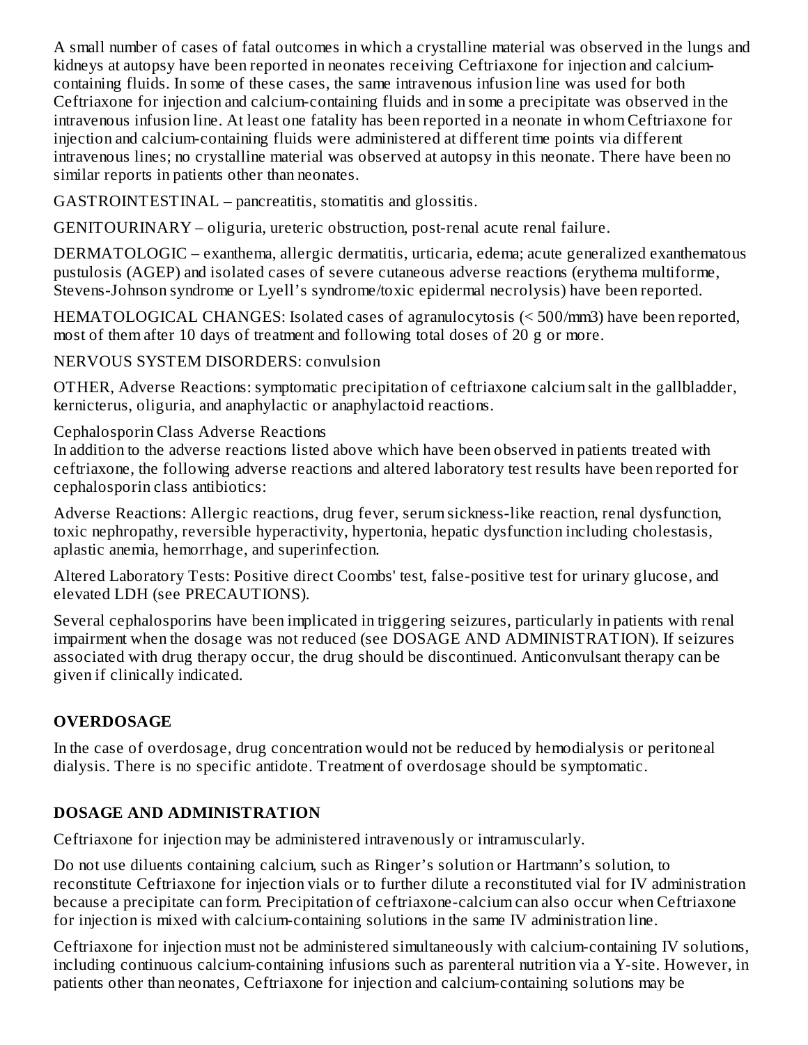A small number of cases of fatal outcomes in which a crystalline material was observed in the lungs and kidneys at autopsy have been reported in neonates receiving Ceftriaxone for injection and calcium-containing fluids. In some of these cases, the same intravenous infusion line was used for both Ceftriaxone for injection and calcium-containing fluids and in some a precipitate was observed in the intravenous infusion line. At least one fatality has been reported in a neonate in whom Ceftriaxone for injection and calcium-containing fluids were administered at different time points via different intravenous lines; no crystalline material was observed at autopsy in this neonate. There have been no similar reports in patients other than neonates.

GASTROINTESTINAL – pancreatitis, stomatitis and glossitis.

GENITOURINARY – oliguria, ureteric obstruction, post-renal acute renal failure.

DERMATOLOGIC – exanthema, allergic dermatitis, urticaria, edema; acute generalized exanthematous pustulosis (AGEP) and isolated cases of severe cutaneous adverse reactions (erythema multiforme, Stevens-Johnson syndrome or Lyell's syndrome/toxic epidermal necrolysis) have been reported.

HEMATOLOGICAL CHANGES: Isolated cases of agranulocytosis (< 500/mm3) have been reported, most of them after 10 days of treatment and following total doses of 20 g or more.

NERVOUS SYSTEM DISORDERS: convulsion

OTHER, Adverse Reactions: symptomatic precipitation of ceftriaxone calcium salt in the gallbladder, kernicterus, oliguria, and anaphylactic or anaphylactoid reactions.

Cephalosporin Class Adverse Reactions
In addition to the adverse reactions listed above which have been observed in patients treated with ceftriaxone, the following adverse reactions and altered laboratory test results have been reported for cephalosporin class antibiotics:

Adverse Reactions: Allergic reactions, drug fever, serum sickness-like reaction, renal dysfunction, toxic nephropathy, reversible hyperactivity, hypertonia, hepatic dysfunction including cholestasis, aplastic anemia, hemorrhage, and superinfection.

Altered Laboratory Tests: Positive direct Coombs' test, false-positive test for urinary glucose, and elevated LDH (see PRECAUTIONS).

Several cephalosporins have been implicated in triggering seizures, particularly in patients with renal impairment when the dosage was not reduced (see DOSAGE AND ADMINISTRATION). If seizures associated with drug therapy occur, the drug should be discontinued. Anticonvulsant therapy can be given if clinically indicated.

## OVERDOSAGE

In the case of overdosage, drug concentration would not be reduced by hemodialysis or peritoneal dialysis. There is no specific antidote. Treatment of overdosage should be symptomatic.

## DOSAGE AND ADMINISTRATION

Ceftriaxone for injection may be administered intravenously or intramuscularly.

Do not use diluents containing calcium, such as Ringer's solution or Hartmann's solution, to reconstitute Ceftriaxone for injection vials or to further dilute a reconstituted vial for IV administration because a precipitate can form. Precipitation of ceftriaxone-calcium can also occur when Ceftriaxone for injection is mixed with calcium-containing solutions in the same IV administration line.

Ceftriaxone for injection must not be administered simultaneously with calcium-containing IV solutions, including continuous calcium-containing infusions such as parenteral nutrition via a Y-site. However, in patients other than neonates, Ceftriaxone for injection and calcium-containing solutions may be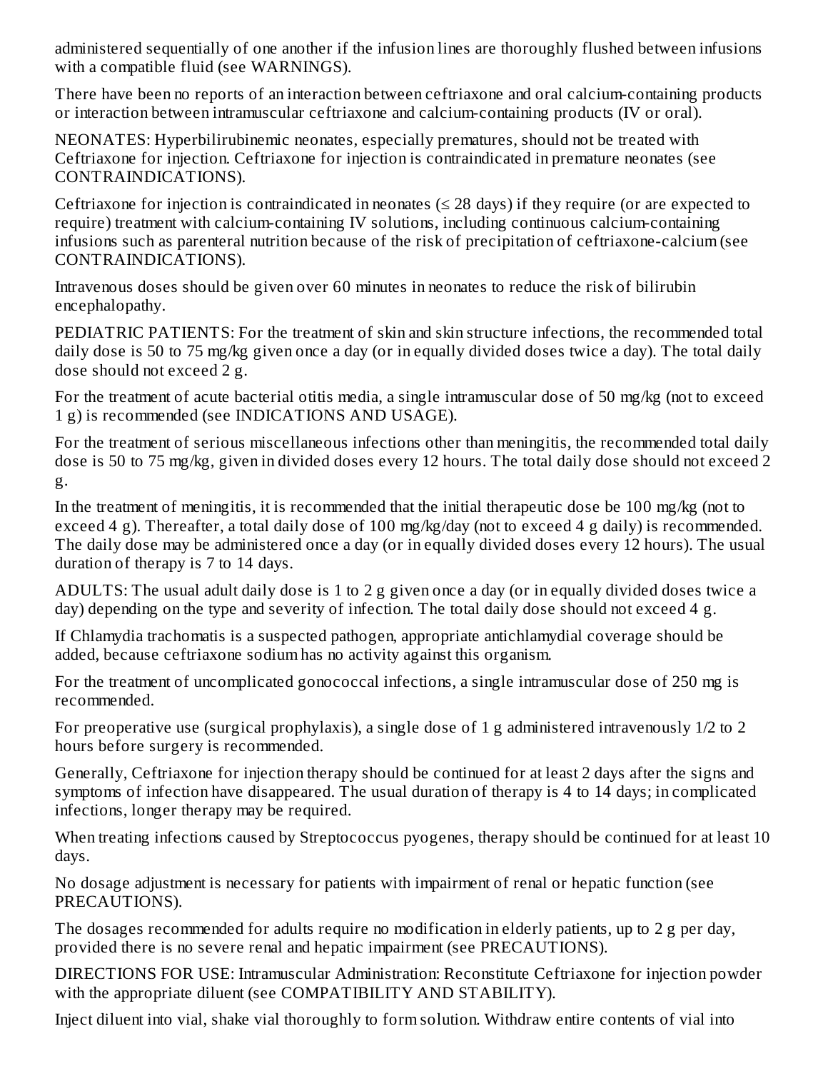administered sequentially of one another if the infusion lines are thoroughly flushed between infusions with a compatible fluid (see WARNINGS).

There have been no reports of an interaction between ceftriaxone and oral calcium-containing products or interaction between intramuscular ceftriaxone and calcium-containing products (IV or oral).

NEONATES: Hyperbilirubinemic neonates, especially prematures, should not be treated with Ceftriaxone for injection. Ceftriaxone for injection is contraindicated in premature neonates (see CONTRAINDICATIONS).

Ceftriaxone for injection is contraindicated in neonates (≤ 28 days) if they require (or are expected to require) treatment with calcium-containing IV solutions, including continuous calcium-containing infusions such as parenteral nutrition because of the risk of precipitation of ceftriaxone-calcium (see CONTRAINDICATIONS).

Intravenous doses should be given over 60 minutes in neonates to reduce the risk of bilirubin encephalopathy.

PEDIATRIC PATIENTS: For the treatment of skin and skin structure infections, the recommended total daily dose is 50 to 75 mg/kg given once a day (or in equally divided doses twice a day). The total daily dose should not exceed 2 g.

For the treatment of acute bacterial otitis media, a single intramuscular dose of 50 mg/kg (not to exceed 1 g) is recommended (see INDICATIONS AND USAGE).

For the treatment of serious miscellaneous infections other than meningitis, the recommended total daily dose is 50 to 75 mg/kg, given in divided doses every 12 hours. The total daily dose should not exceed 2 g.

In the treatment of meningitis, it is recommended that the initial therapeutic dose be 100 mg/kg (not to exceed 4 g). Thereafter, a total daily dose of 100 mg/kg/day (not to exceed 4 g daily) is recommended. The daily dose may be administered once a day (or in equally divided doses every 12 hours). The usual duration of therapy is 7 to 14 days.

ADULTS: The usual adult daily dose is 1 to 2 g given once a day (or in equally divided doses twice a day) depending on the type and severity of infection. The total daily dose should not exceed 4 g.

If Chlamydia trachomatis is a suspected pathogen, appropriate antichlamydial coverage should be added, because ceftriaxone sodium has no activity against this organism.

For the treatment of uncomplicated gonococcal infections, a single intramuscular dose of 250 mg is recommended.

For preoperative use (surgical prophylaxis), a single dose of 1 g administered intravenously 1/2 to 2 hours before surgery is recommended.

Generally, Ceftriaxone for injection therapy should be continued for at least 2 days after the signs and symptoms of infection have disappeared. The usual duration of therapy is 4 to 14 days; in complicated infections, longer therapy may be required.

When treating infections caused by Streptococcus pyogenes, therapy should be continued for at least 10 days.

No dosage adjustment is necessary for patients with impairment of renal or hepatic function (see PRECAUTIONS).

The dosages recommended for adults require no modification in elderly patients, up to 2 g per day, provided there is no severe renal and hepatic impairment (see PRECAUTIONS).

DIRECTIONS FOR USE: Intramuscular Administration: Reconstitute Ceftriaxone for injection powder with the appropriate diluent (see COMPATIBILITY AND STABILITY).

Inject diluent into vial, shake vial thoroughly to form solution. Withdraw entire contents of vial into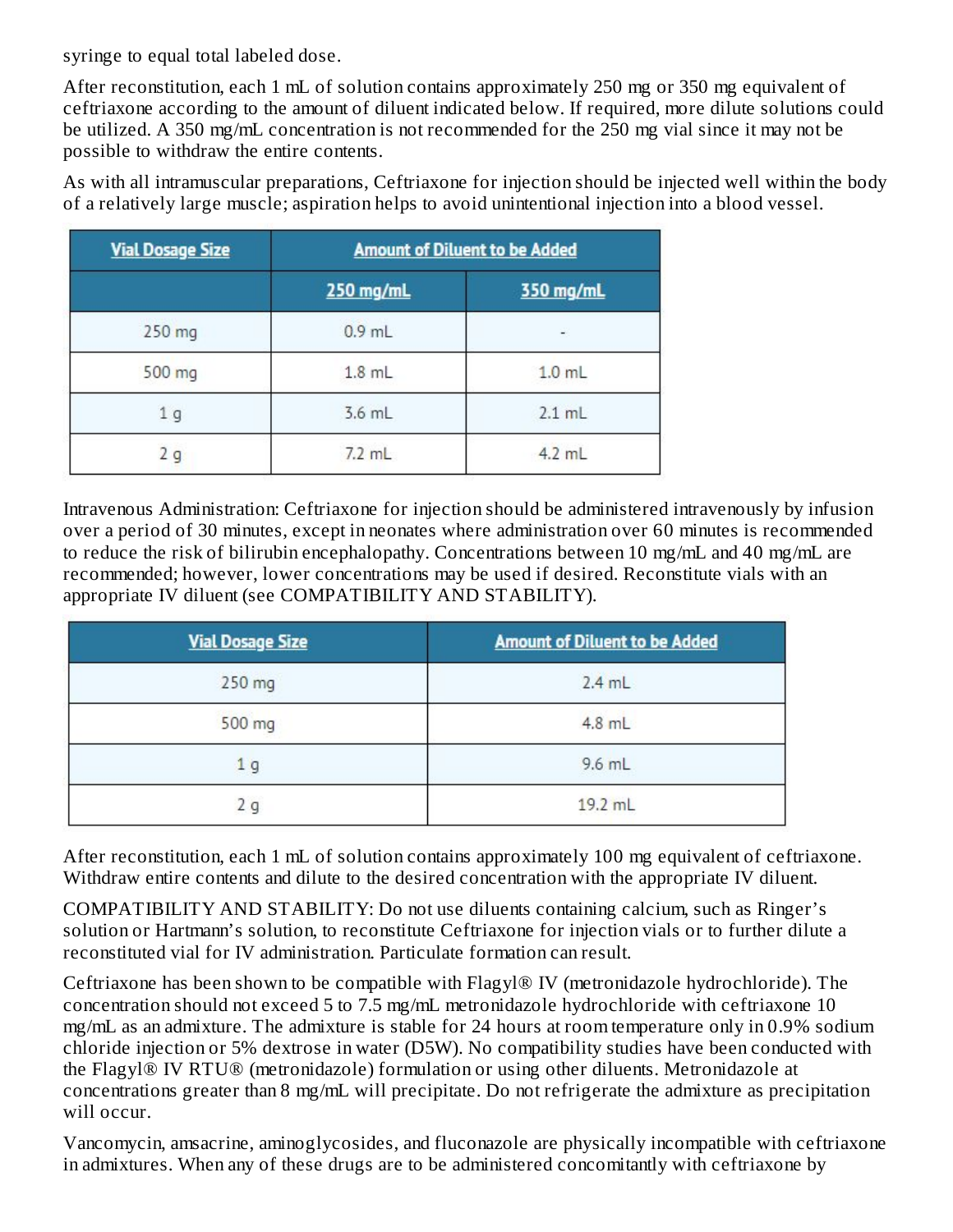syringe to equal total labeled dose.

After reconstitution, each 1 mL of solution contains approximately 250 mg or 350 mg equivalent of ceftriaxone according to the amount of diluent indicated below. If required, more dilute solutions could be utilized. A 350 mg/mL concentration is not recommended for the 250 mg vial since it may not be possible to withdraw the entire contents.

As with all intramuscular preparations, Ceftriaxone for injection should be injected well within the body of a relatively large muscle; aspiration helps to avoid unintentional injection into a blood vessel.

| Vial Dosage Size | Amount of Diluent to be Added | |
|---|---|---|
| | 250 mg/mL | 350 mg/mL |
| 250 mg | 0.9 mL | - |
| 500 mg | 1.8 mL | 1.0 mL |
| 1 g | 3.6 mL | 2.1 mL |
| 2 g | 7.2 mL | 4.2 mL |

Intravenous Administration: Ceftriaxone for injection should be administered intravenously by infusion over a period of 30 minutes, except in neonates where administration over 60 minutes is recommended to reduce the risk of bilirubin encephalopathy. Concentrations between 10 mg/mL and 40 mg/mL are recommended; however, lower concentrations may be used if desired. Reconstitute vials with an appropriate IV diluent (see COMPATIBILITY AND STABILITY).

| Vial Dosage Size | Amount of Diluent to be Added |
|---|---|
| 250 mg | 2.4 mL |
| 500 mg | 4.8 mL |
| 1 g | 9.6 mL |
| 2 g | 19.2 mL |

After reconstitution, each 1 mL of solution contains approximately 100 mg equivalent of ceftriaxone. Withdraw entire contents and dilute to the desired concentration with the appropriate IV diluent.

COMPATIBILITY AND STABILITY: Do not use diluents containing calcium, such as Ringer's solution or Hartmann's solution, to reconstitute Ceftriaxone for injection vials or to further dilute a reconstituted vial for IV administration. Particulate formation can result.

Ceftriaxone has been shown to be compatible with Flagyl® IV (metronidazole hydrochloride). The concentration should not exceed 5 to 7.5 mg/mL metronidazole hydrochloride with ceftriaxone 10 mg/mL as an admixture. The admixture is stable for 24 hours at room temperature only in 0.9% sodium chloride injection or 5% dextrose in water (D5W). No compatibility studies have been conducted with the Flagyl® IV RTU® (metronidazole) formulation or using other diluents. Metronidazole at concentrations greater than 8 mg/mL will precipitate. Do not refrigerate the admixture as precipitation will occur.

Vancomycin, amsacrine, aminoglycosides, and fluconazole are physically incompatible with ceftriaxone in admixtures. When any of these drugs are to be administered concomitantly with ceftriaxone by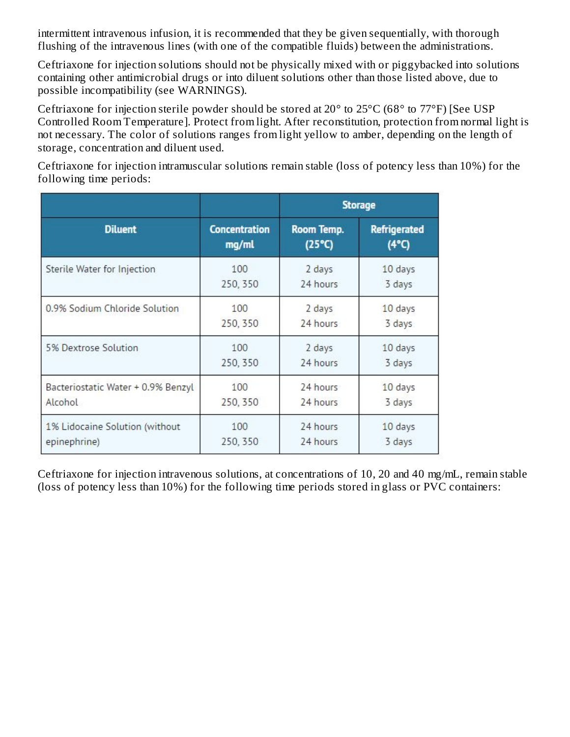intermittent intravenous infusion, it is recommended that they be given sequentially, with thorough flushing of the intravenous lines (with one of the compatible fluids) between the administrations.

Ceftriaxone for injection solutions should not be physically mixed with or piggybacked into solutions containing other antimicrobial drugs or into diluent solutions other than those listed above, due to possible incompatibility (see WARNINGS).

Ceftriaxone for injection sterile powder should be stored at 20° to 25°C (68° to 77°F) [See USP Controlled Room Temperature]. Protect from light. After reconstitution, protection from normal light is not necessary. The color of solutions ranges from light yellow to amber, depending on the length of storage, concentration and diluent used.

Ceftriaxone for injection intramuscular solutions remain stable (loss of potency less than 10%) for the following time periods:

| | | Storage | |
|---|---|---|---|
| **Diluent** | **Concentration mg/ml** | **Room Temp. (25°C)** | **Refrigerated (4°C)** |
| Sterile Water for Injection | 100<br>250, 350 | 2 days<br>24 hours | 10 days<br>3 days |
| 0.9% Sodium Chloride Solution | 100<br>250, 350 | 2 days<br>24 hours | 10 days<br>3 days |
| 5% Dextrose Solution | 100<br>250, 350 | 2 days<br>24 hours | 10 days<br>3 days |
| Bacteriostatic Water + 0.9% Benzyl Alcohol | 100<br>250, 350 | 24 hours<br>24 hours | 10 days<br>3 days |
| 1% Lidocaine Solution (without epinephrine) | 100<br>250, 350 | 24 hours<br>24 hours | 10 days<br>3 days |

Ceftriaxone for injection intravenous solutions, at concentrations of 10, 20 and 40 mg/mL, remain stable (loss of potency less than 10%) for the following time periods stored in glass or PVC containers: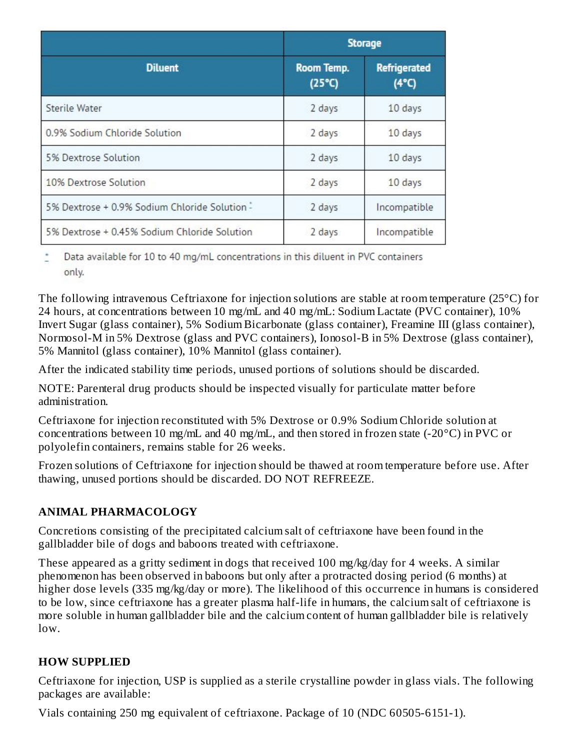| Diluent | Storage | |
|---|---|---|
| | Room Temp. (25°C) | Refrigerated (4°C) |
| Sterile Water | 2 days | 10 days |
| 0.9% Sodium Chloride Solution | 2 days | 10 days |
| 5% Dextrose Solution | 2 days | 10 days |
| 10% Dextrose Solution | 2 days | 10 days |
| 5% Dextrose + 0.9% Sodium Chloride Solution * | 2 days | Incompatible |
| 5% Dextrose + 0.45% Sodium Chloride Solution | 2 days | Incompatible |

\* Data available for 10 to 40 mg/mL concentrations in this diluent in PVC containers only.

The following intravenous Ceftriaxone for injection solutions are stable at room temperature (25°C) for 24 hours, at concentrations between 10 mg/mL and 40 mg/mL: Sodium Lactate (PVC container), 10% Invert Sugar (glass container), 5% Sodium Bicarbonate (glass container), Freamine III (glass container), Normosol-M in 5% Dextrose (glass and PVC containers), Ionosol-B in 5% Dextrose (glass container), 5% Mannitol (glass container), 10% Mannitol (glass container).

After the indicated stability time periods, unused portions of solutions should be discarded.

NOTE: Parenteral drug products should be inspected visually for particulate matter before administration.

Ceftriaxone for injection reconstituted with 5% Dextrose or 0.9% Sodium Chloride solution at concentrations between 10 mg/mL and 40 mg/mL, and then stored in frozen state (-20°C) in PVC or polyolefin containers, remains stable for 26 weeks.

Frozen solutions of Ceftriaxone for injection should be thawed at room temperature before use. After thawing, unused portions should be discarded. DO NOT REFREEZE.

## ANIMAL PHARMACOLOGY

Concretions consisting of the precipitated calcium salt of ceftriaxone have been found in the gallbladder bile of dogs and baboons treated with ceftriaxone.

These appeared as a gritty sediment in dogs that received 100 mg/kg/day for 4 weeks. A similar phenomenon has been observed in baboons but only after a protracted dosing period (6 months) at higher dose levels (335 mg/kg/day or more). The likelihood of this occurrence in humans is considered to be low, since ceftriaxone has a greater plasma half-life in humans, the calcium salt of ceftriaxone is more soluble in human gallbladder bile and the calcium content of human gallbladder bile is relatively low.

## HOW SUPPLIED

Ceftriaxone for injection, USP is supplied as a sterile crystalline powder in glass vials. The following packages are available:

Vials containing 250 mg equivalent of ceftriaxone. Package of 10 (NDC 60505-6151-1).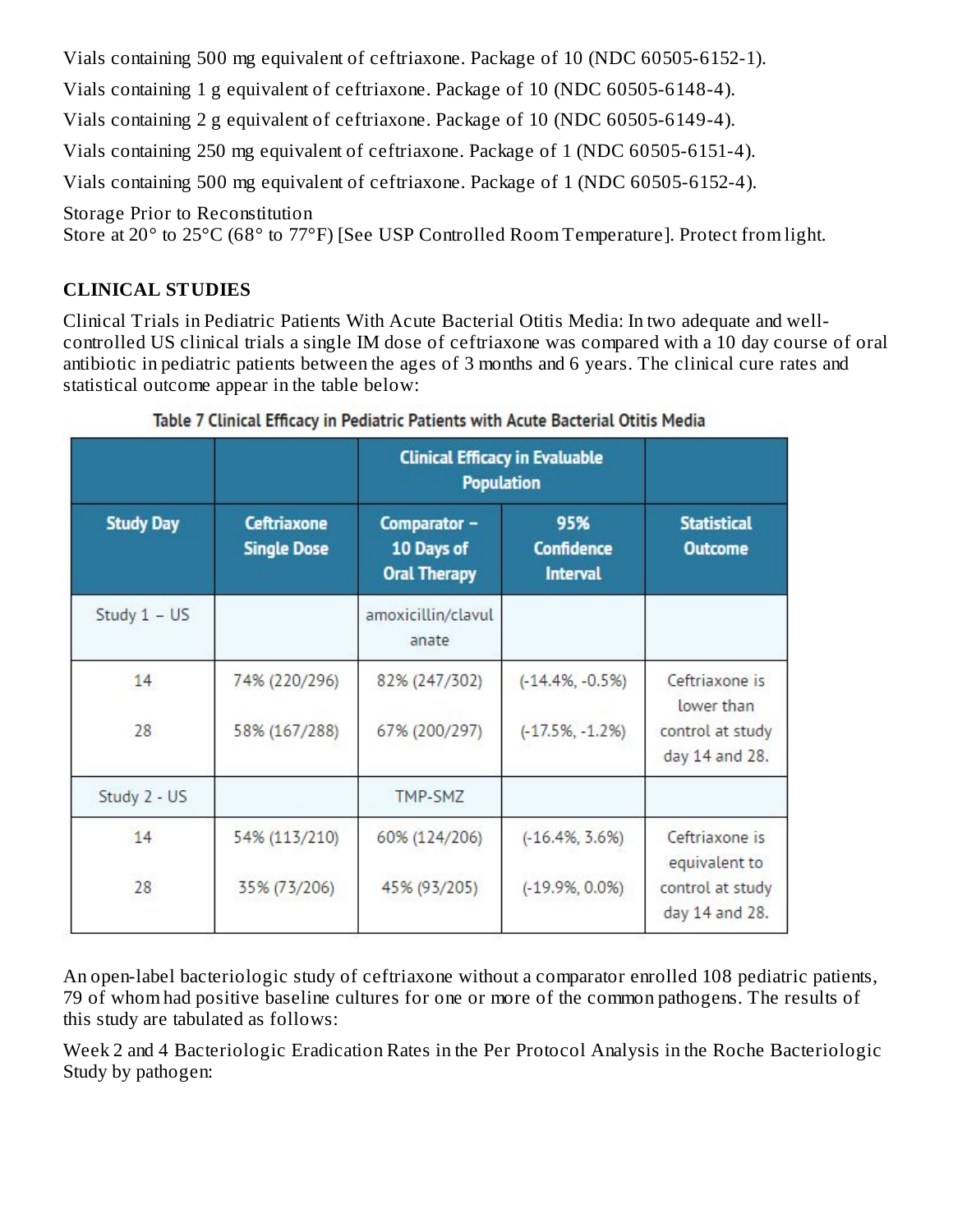Vials containing 500 mg equivalent of ceftriaxone. Package of 10 (NDC 60505-6152-1).

Vials containing 1 g equivalent of ceftriaxone. Package of 10 (NDC 60505-6148-4).

Vials containing 2 g equivalent of ceftriaxone. Package of 10 (NDC 60505-6149-4).

Vials containing 250 mg equivalent of ceftriaxone. Package of 1 (NDC 60505-6151-4).

Vials containing 500 mg equivalent of ceftriaxone. Package of 1 (NDC 60505-6152-4).

Storage Prior to Reconstitution
Store at 20° to 25°C (68° to 77°F) [See USP Controlled Room Temperature]. Protect from light.

## CLINICAL STUDIES

Clinical Trials in Pediatric Patients With Acute Bacterial Otitis Media: In two adequate and well-controlled US clinical trials a single IM dose of ceftriaxone was compared with a 10 day course of oral antibiotic in pediatric patients between the ages of 3 months and 6 years. The clinical cure rates and statistical outcome appear in the table below:

**Table 7 Clinical Efficacy in Pediatric Patients with Acute Bacterial Otitis Media**

| | | Clinical Efficacy in Evaluable Population | | |
|---|---|---|---|---|
| **Study Day** | **Ceftriaxone Single Dose** | **Comparator – 10 Days of Oral Therapy** | **95% Confidence Interval** | **Statistical Outcome** |
| Study 1 – US | | amoxicillin/clavulanate | | |
| 14 | 74% (220/296) | 82% (247/302) | (-14.4%, -0.5%) | Ceftriaxone is lower than control at study day 14 and 28. |
| 28 | 58% (167/288) | 67% (200/297) | (-17.5%, -1.2%) | |
| Study 2 - US | | TMP-SMZ | | |
| 14 | 54% (113/210) | 60% (124/206) | (-16.4%, 3.6%) | Ceftriaxone is equivalent to control at study day 14 and 28. |
| 28 | 35% (73/206) | 45% (93/205) | (-19.9%, 0.0%) | |

An open-label bacteriologic study of ceftriaxone without a comparator enrolled 108 pediatric patients, 79 of whom had positive baseline cultures for one or more of the common pathogens. The results of this study are tabulated as follows:

Week 2 and 4 Bacteriologic Eradication Rates in the Per Protocol Analysis in the Roche Bacteriologic Study by pathogen: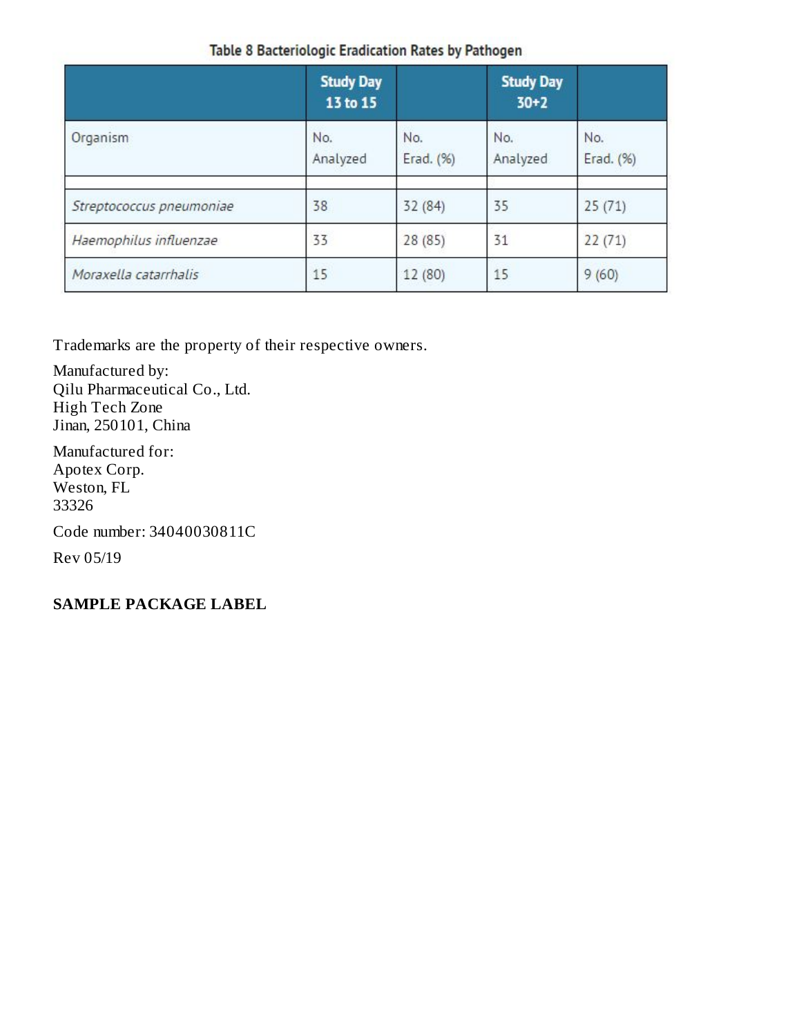Table 8 Bacteriologic Eradication Rates by Pathogen

| | Study Day 13 to 15 | | Study Day 30+2 | |
|---|---|---|---|---|
| Organism | No. Analyzed | No. Erad. (%) | No. Analyzed | No. Erad. (%) |
| | | | | |
| *Streptococcus pneumoniae* | 38 | 32 (84) | 35 | 25 (71) |
| *Haemophilus influenzae* | 33 | 28 (85) | 31 | 22 (71) |
| *Moraxella catarrhalis* | 15 | 12 (80) | 15 | 9 (60) |

Trademarks are the property of their respective owners.

Manufactured by:
Qilu Pharmaceutical Co., Ltd.
High Tech Zone
Jinan, 250101, China

Manufactured for:
Apotex Corp.
Weston, FL
33326

Code number: 34040030811C

Rev 05/19

**SAMPLE PACKAGE LABEL**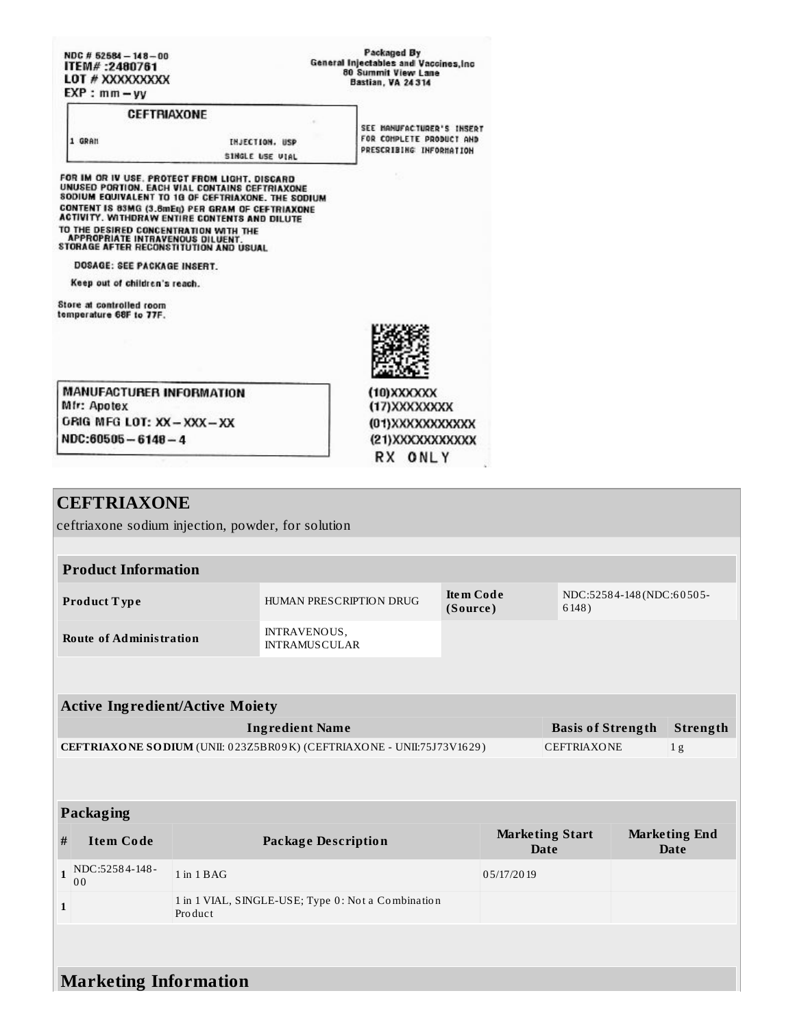NDC # 52584 – 148 – 00
ITEM# :2480761
LOT # XXXXXXXXX
EXP : mm – yy

Packaged By
General Injectables and Vaccines,Inc
80 Summit View Lane
Bastian, VA 24314

**CEFTRIAXONE**

1 GRAM INJECTION, USP
SINGLE USE VIAL

SEE MANUFACTURER'S INSERT FOR COMPLETE PRODUCT AND PRESCRIBING INFORMATION

FOR IM OR IV USE. PROTECT FROM LIGHT. DISCARD UNUSED PORTION. EACH VIAL CONTAINS CEFTRIAXONE SODIUM EQUIVALENT TO 1G OF CEFTRIAXONE. THE SODIUM CONTENT IS 83MG (3.6mEq) PER GRAM OF CEFTRIAXONE ACTIVITY. WITHDRAW ENTIRE CONTENTS AND DILUTE TO THE DESIRED CONCENTRATION WITH THE APPROPRIATE INTRAVENOUS DILUENT. STORAGE AFTER RECONSTITUTION AND USUAL

DOSAGE: SEE PACKAGE INSERT.

Keep out of children's reach.

Store at controlled room temperature 68F to 77F.

MANUFACTURER INFORMATION
Mfr: Apotex
ORIG MFG LOT: XX – XXX – XX
NDC:60505 – 6148 – 4

(10)XXXXXX
(17)XXXXXXXX
(01)XXXXXXXXXXX
(21)XXXXXXXXXXX
RX ONLY

## CEFTRIAXONE

ceftriaxone sodium injection, powder, for solution

| Product Information | | | |
|---|---|---|---|
| Product Type | HUMAN PRESCRIPTION DRUG | Item Code (Source) | NDC:52584-148(NDC:60505-6148) |
| Route of Administration | INTRAVENOUS, INTRAMUSCULAR | | |

| Active Ingredient/Active Moiety | | |
|---|---|---|
| Ingredient Name | Basis of Strength | Strength |
| **CEFTRIAXONE SODIUM** (UNII: 023Z5BR09K) (CEFTRIAXONE - UNII:75J73V1629) | CEFTRIAXONE | 1 g |

| Packaging | | | | |
|---|---|---|---|---|
| # | Item Code | Package Description | Marketing Start Date | Marketing End Date |
| 1 | NDC:52584-148-00 | 1 in 1 BAG | 05/17/2019 | |
| 1 | | 1 in 1 VIAL, SINGLE-USE; Type 0: Not a Combination Product | | |

## Marketing Information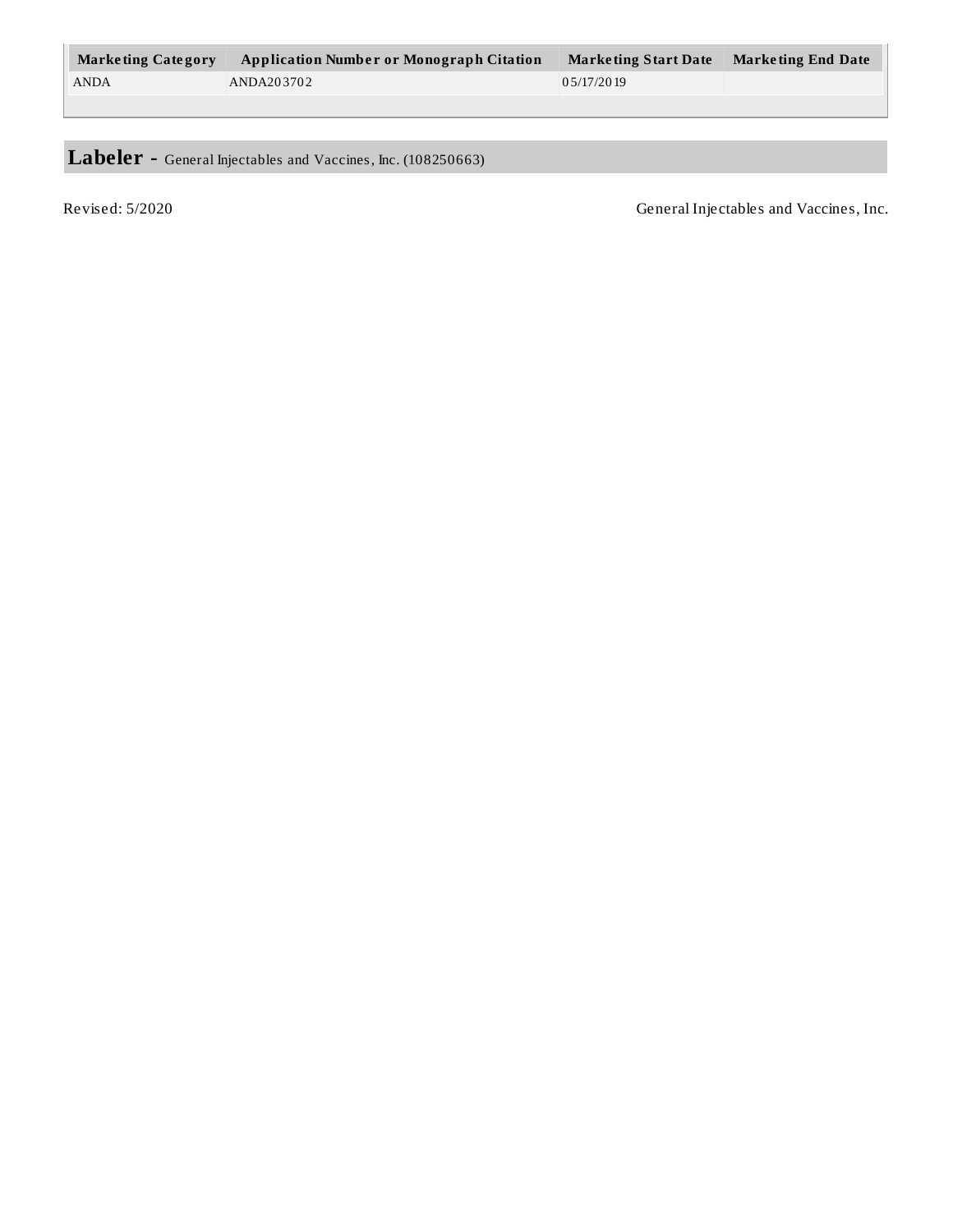| Marketing Category | Application Number or Monograph Citation | Marketing Start Date | Marketing End Date |
|---|---|---|---|
| ANDA | ANDA203702 | 05/17/2019 | |

## Labeler - General Injectables and Vaccines, Inc. (108250663)

Revised: 5/2020

General Injectables and Vaccines, Inc.